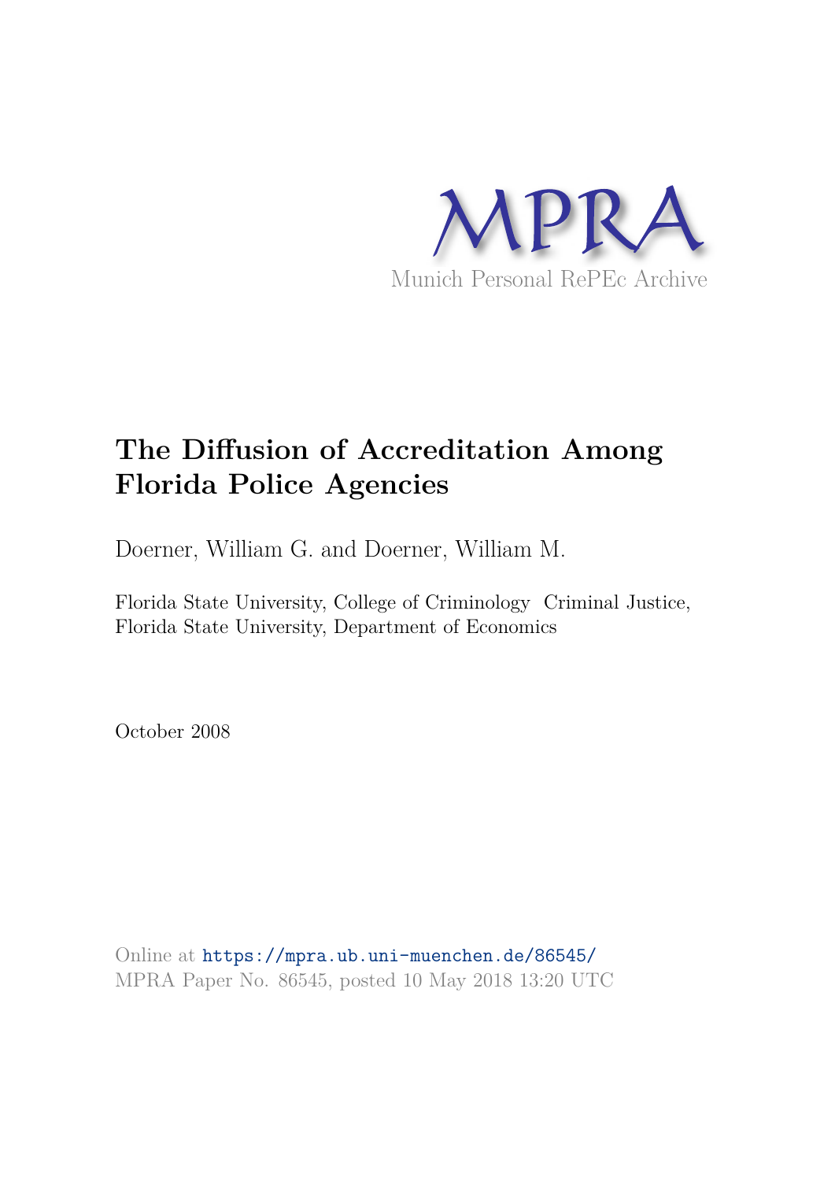MPRA

Munich Personal RePEc Archive

# The Diffusion of Accreditation Among Florida Police Agencies

Doerner, William G. and Doerner, William M.

Florida State University, College of Criminology Criminal Justice, Florida State University, Department of Economics

October 2008

Online at https://mpra.ub.uni-muenchen.de/86545/
MPRA Paper No. 86545, posted 10 May 2018 13:20 UTC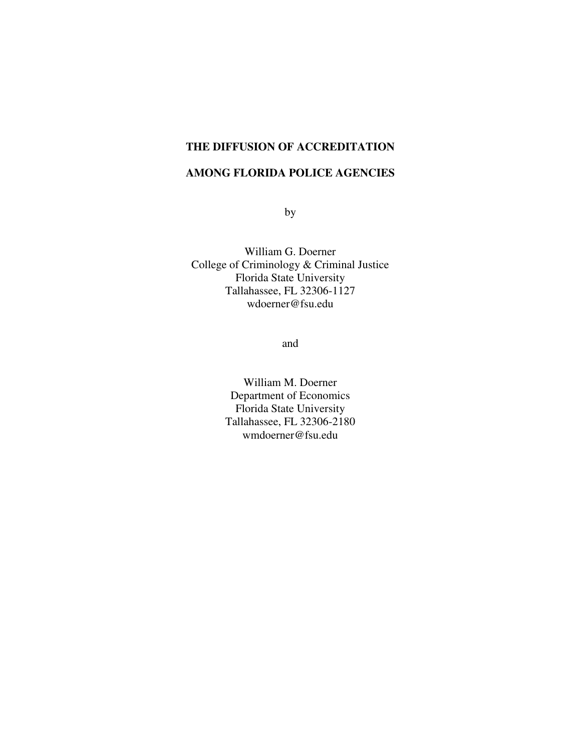# THE DIFFUSION OF ACCREDITATION

# AMONG FLORIDA POLICE AGENCIES

by

William G. Doerner
College of Criminology & Criminal Justice
Florida State University
Tallahassee, FL 32306-1127
wdoerner@fsu.edu

and

William M. Doerner
Department of Economics
Florida State University
Tallahassee, FL 32306-2180
wmdoerner@fsu.edu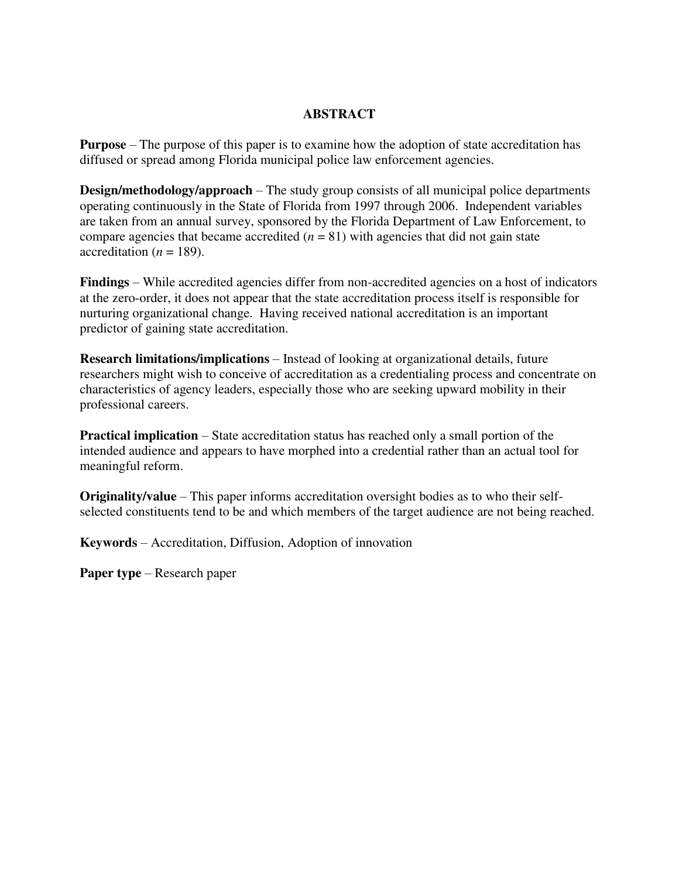## ABSTRACT

**Purpose** – The purpose of this paper is to examine how the adoption of state accreditation has diffused or spread among Florida municipal police law enforcement agencies.

**Design/methodology/approach** – The study group consists of all municipal police departments operating continuously in the State of Florida from 1997 through 2006. Independent variables are taken from an annual survey, sponsored by the Florida Department of Law Enforcement, to compare agencies that became accredited ($n = 81$) with agencies that did not gain state accreditation ($n = 189$).

**Findings** – While accredited agencies differ from non-accredited agencies on a host of indicators at the zero-order, it does not appear that the state accreditation process itself is responsible for nurturing organizational change. Having received national accreditation is an important predictor of gaining state accreditation.

**Research limitations/implications** – Instead of looking at organizational details, future researchers might wish to conceive of accreditation as a credentialing process and concentrate on characteristics of agency leaders, especially those who are seeking upward mobility in their professional careers.

**Practical implication** – State accreditation status has reached only a small portion of the intended audience and appears to have morphed into a credential rather than an actual tool for meaningful reform.

**Originality/value** – This paper informs accreditation oversight bodies as to who their self-selected constituents tend to be and which members of the target audience are not being reached.

**Keywords** – Accreditation, Diffusion, Adoption of innovation

**Paper type** – Research paper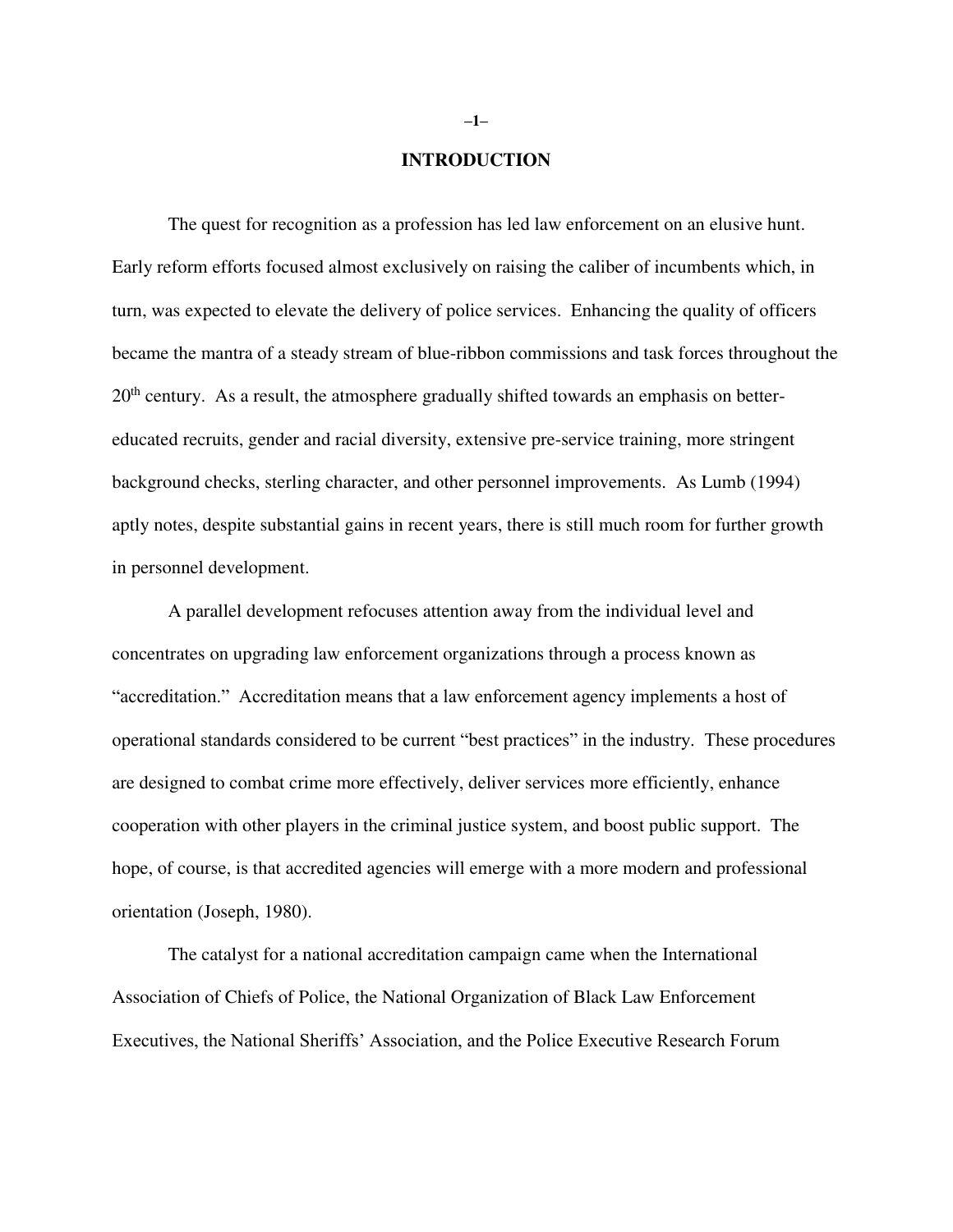# INTRODUCTION

The quest for recognition as a profession has led law enforcement on an elusive hunt. Early reform efforts focused almost exclusively on raising the caliber of incumbents which, in turn, was expected to elevate the delivery of police services. Enhancing the quality of officers became the mantra of a steady stream of blue-ribbon commissions and task forces throughout the 20th century. As a result, the atmosphere gradually shifted towards an emphasis on better-educated recruits, gender and racial diversity, extensive pre-service training, more stringent background checks, sterling character, and other personnel improvements. As Lumb (1994) aptly notes, despite substantial gains in recent years, there is still much room for further growth in personnel development.

A parallel development refocuses attention away from the individual level and concentrates on upgrading law enforcement organizations through a process known as "accreditation." Accreditation means that a law enforcement agency implements a host of operational standards considered to be current "best practices" in the industry. These procedures are designed to combat crime more effectively, deliver services more efficiently, enhance cooperation with other players in the criminal justice system, and boost public support. The hope, of course, is that accredited agencies will emerge with a more modern and professional orientation (Joseph, 1980).

The catalyst for a national accreditation campaign came when the International Association of Chiefs of Police, the National Organization of Black Law Enforcement Executives, the National Sheriffs' Association, and the Police Executive Research Forum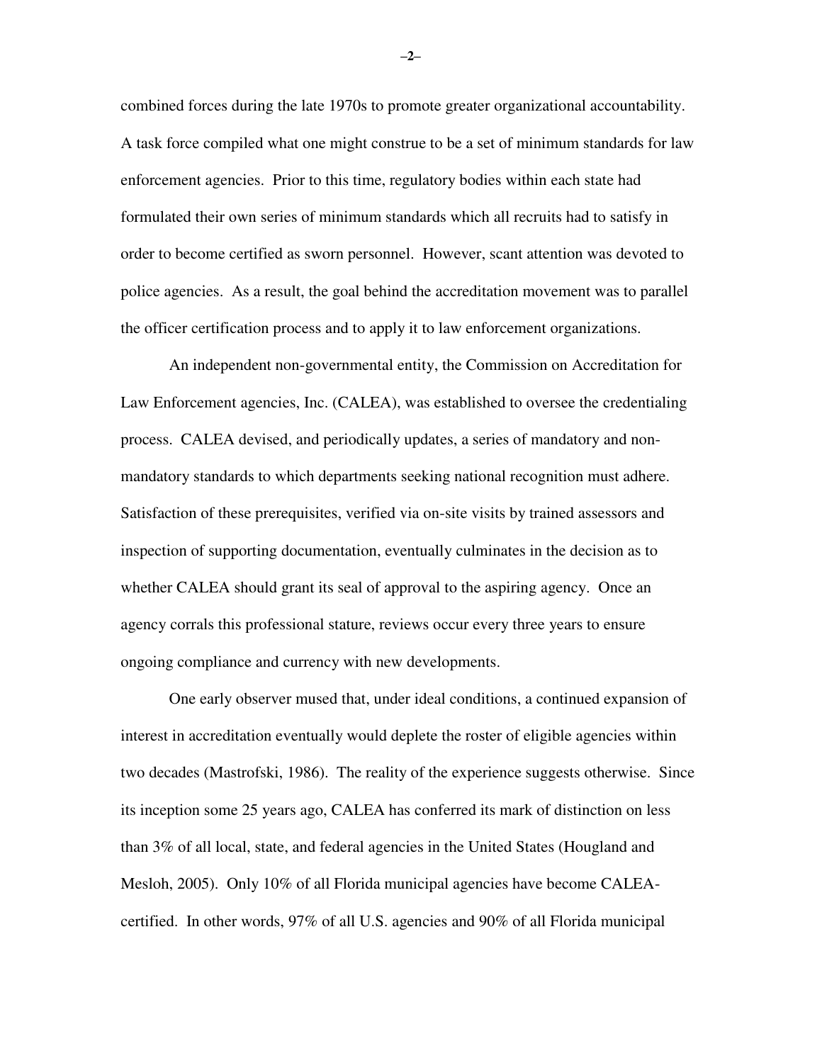combined forces during the late 1970s to promote greater organizational accountability. A task force compiled what one might construe to be a set of minimum standards for law enforcement agencies. Prior to this time, regulatory bodies within each state had formulated their own series of minimum standards which all recruits had to satisfy in order to become certified as sworn personnel. However, scant attention was devoted to police agencies. As a result, the goal behind the accreditation movement was to parallel the officer certification process and to apply it to law enforcement organizations.

An independent non-governmental entity, the Commission on Accreditation for Law Enforcement agencies, Inc. (CALEA), was established to oversee the credentialing process. CALEA devised, and periodically updates, a series of mandatory and non-mandatory standards to which departments seeking national recognition must adhere. Satisfaction of these prerequisites, verified via on-site visits by trained assessors and inspection of supporting documentation, eventually culminates in the decision as to whether CALEA should grant its seal of approval to the aspiring agency. Once an agency corrals this professional stature, reviews occur every three years to ensure ongoing compliance and currency with new developments.

One early observer mused that, under ideal conditions, a continued expansion of interest in accreditation eventually would deplete the roster of eligible agencies within two decades (Mastrofski, 1986). The reality of the experience suggests otherwise. Since its inception some 25 years ago, CALEA has conferred its mark of distinction on less than 3% of all local, state, and federal agencies in the United States (Hougland and Mesloh, 2005). Only 10% of all Florida municipal agencies have become CALEA-certified. In other words, 97% of all U.S. agencies and 90% of all Florida municipal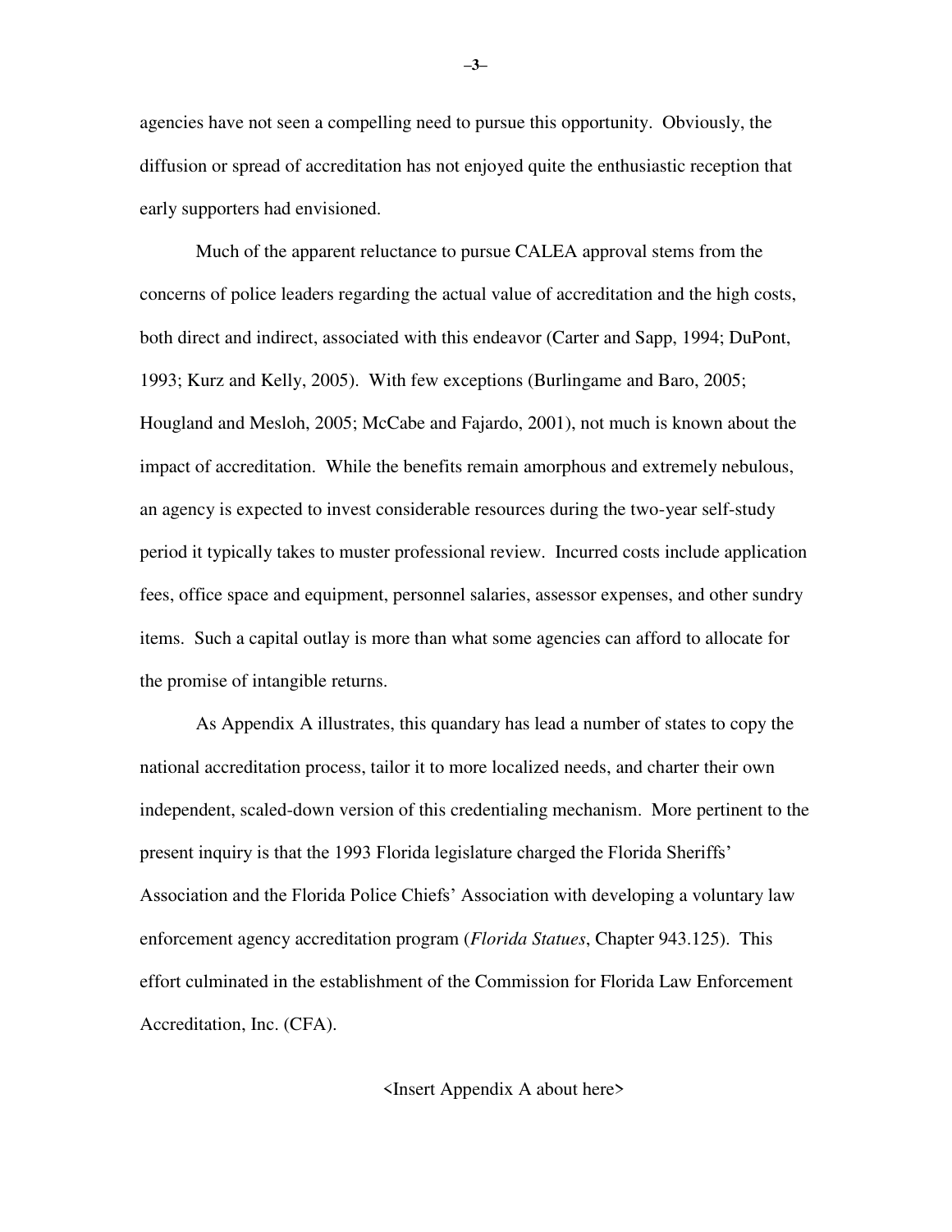agencies have not seen a compelling need to pursue this opportunity. Obviously, the diffusion or spread of accreditation has not enjoyed quite the enthusiastic reception that early supporters had envisioned.

Much of the apparent reluctance to pursue CALEA approval stems from the concerns of police leaders regarding the actual value of accreditation and the high costs, both direct and indirect, associated with this endeavor (Carter and Sapp, 1994; DuPont, 1993; Kurz and Kelly, 2005). With few exceptions (Burlingame and Baro, 2005; Hougland and Mesloh, 2005; McCabe and Fajardo, 2001), not much is known about the impact of accreditation. While the benefits remain amorphous and extremely nebulous, an agency is expected to invest considerable resources during the two-year self-study period it typically takes to muster professional review. Incurred costs include application fees, office space and equipment, personnel salaries, assessor expenses, and other sundry items. Such a capital outlay is more than what some agencies can afford to allocate for the promise of intangible returns.

As Appendix A illustrates, this quandary has lead a number of states to copy the national accreditation process, tailor it to more localized needs, and charter their own independent, scaled-down version of this credentialing mechanism. More pertinent to the present inquiry is that the 1993 Florida legislature charged the Florida Sheriffs' Association and the Florida Police Chiefs' Association with developing a voluntary law enforcement agency accreditation program (*Florida Statues*, Chapter 943.125). This effort culminated in the establishment of the Commission for Florida Law Enforcement Accreditation, Inc. (CFA).

<Insert Appendix A about here>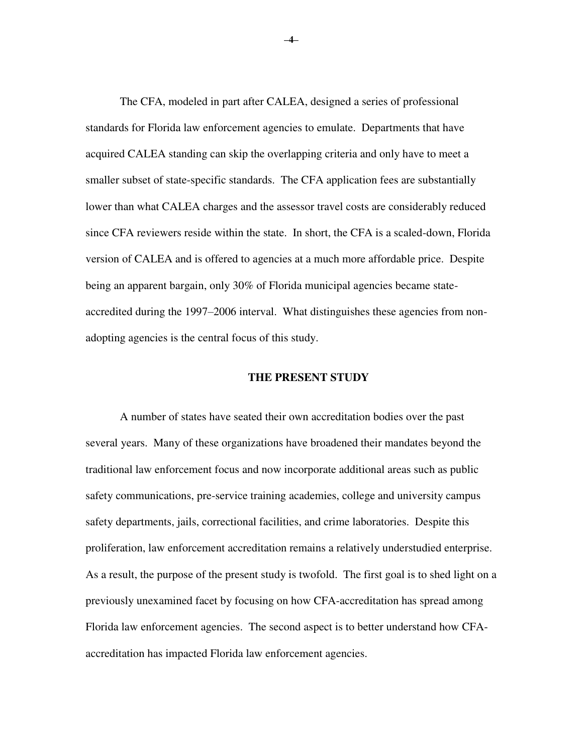The CFA, modeled in part after CALEA, designed a series of professional standards for Florida law enforcement agencies to emulate. Departments that have acquired CALEA standing can skip the overlapping criteria and only have to meet a smaller subset of state-specific standards. The CFA application fees are substantially lower than what CALEA charges and the assessor travel costs are considerably reduced since CFA reviewers reside within the state. In short, the CFA is a scaled-down, Florida version of CALEA and is offered to agencies at a much more affordable price. Despite being an apparent bargain, only 30% of Florida municipal agencies became state-accredited during the 1997–2006 interval. What distinguishes these agencies from non-adopting agencies is the central focus of this study.

## THE PRESENT STUDY

A number of states have seated their own accreditation bodies over the past several years. Many of these organizations have broadened their mandates beyond the traditional law enforcement focus and now incorporate additional areas such as public safety communications, pre-service training academies, college and university campus safety departments, jails, correctional facilities, and crime laboratories. Despite this proliferation, law enforcement accreditation remains a relatively understudied enterprise. As a result, the purpose of the present study is twofold. The first goal is to shed light on a previously unexamined facet by focusing on how CFA-accreditation has spread among Florida law enforcement agencies. The second aspect is to better understand how CFA-accreditation has impacted Florida law enforcement agencies.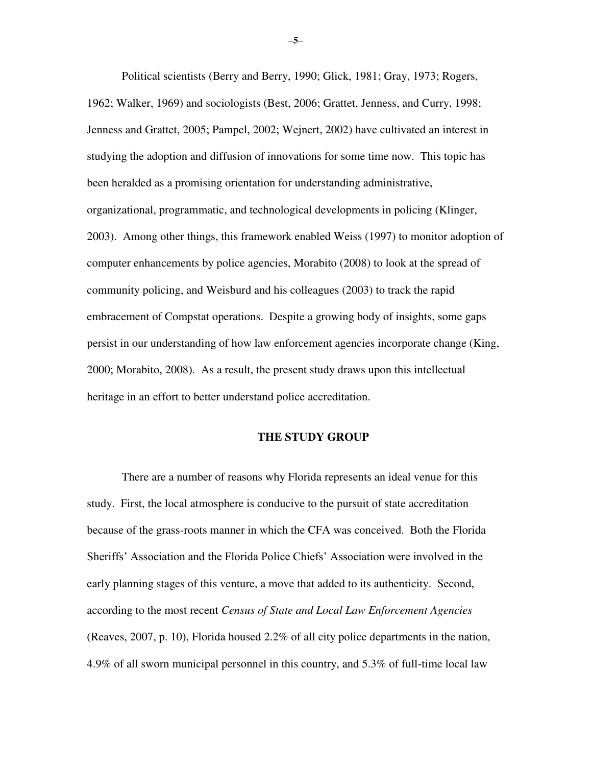Political scientists (Berry and Berry, 1990; Glick, 1981; Gray, 1973; Rogers, 1962; Walker, 1969) and sociologists (Best, 2006; Grattet, Jenness, and Curry, 1998; Jenness and Grattet, 2005; Pampel, 2002; Wejnert, 2002) have cultivated an interest in studying the adoption and diffusion of innovations for some time now. This topic has been heralded as a promising orientation for understanding administrative, organizational, programmatic, and technological developments in policing (Klinger, 2003). Among other things, this framework enabled Weiss (1997) to monitor adoption of computer enhancements by police agencies, Morabito (2008) to look at the spread of community policing, and Weisburd and his colleagues (2003) to track the rapid embracement of Compstat operations. Despite a growing body of insights, some gaps persist in our understanding of how law enforcement agencies incorporate change (King, 2000; Morabito, 2008). As a result, the present study draws upon this intellectual heritage in an effort to better understand police accreditation.

## THE STUDY GROUP

There are a number of reasons why Florida represents an ideal venue for this study. First, the local atmosphere is conducive to the pursuit of state accreditation because of the grass-roots manner in which the CFA was conceived. Both the Florida Sheriffs' Association and the Florida Police Chiefs' Association were involved in the early planning stages of this venture, a move that added to its authenticity. Second, according to the most recent *Census of State and Local Law Enforcement Agencies* (Reaves, 2007, p. 10), Florida housed 2.2% of all city police departments in the nation, 4.9% of all sworn municipal personnel in this country, and 5.3% of full-time local law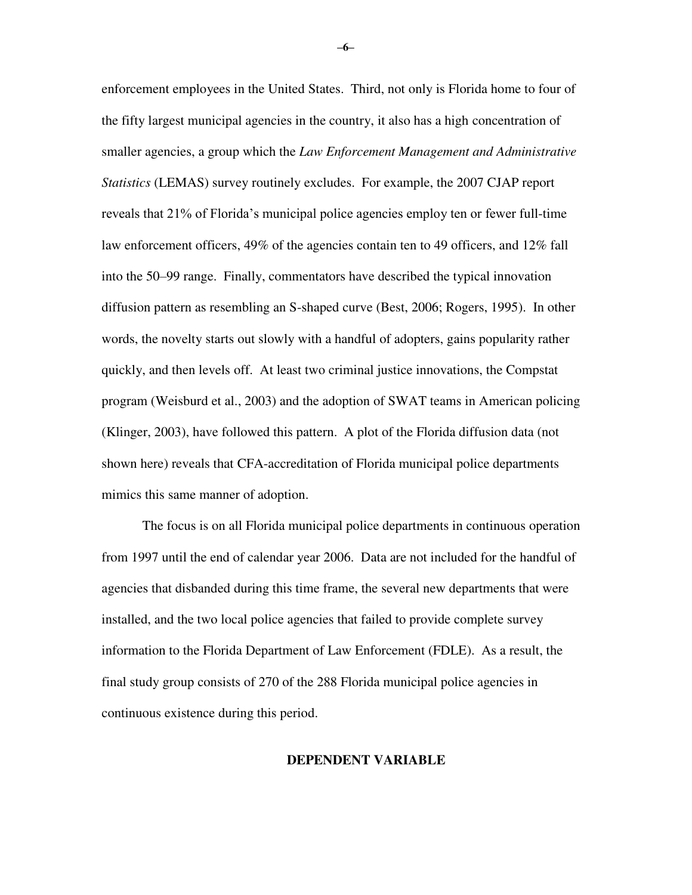enforcement employees in the United States. Third, not only is Florida home to four of the fifty largest municipal agencies in the country, it also has a high concentration of smaller agencies, a group which the *Law Enforcement Management and Administrative Statistics* (LEMAS) survey routinely excludes. For example, the 2007 CJAP report reveals that 21% of Florida's municipal police agencies employ ten or fewer full-time law enforcement officers, 49% of the agencies contain ten to 49 officers, and 12% fall into the 50–99 range. Finally, commentators have described the typical innovation diffusion pattern as resembling an S-shaped curve (Best, 2006; Rogers, 1995). In other words, the novelty starts out slowly with a handful of adopters, gains popularity rather quickly, and then levels off. At least two criminal justice innovations, the Compstat program (Weisburd et al., 2003) and the adoption of SWAT teams in American policing (Klinger, 2003), have followed this pattern. A plot of the Florida diffusion data (not shown here) reveals that CFA-accreditation of Florida municipal police departments mimics this same manner of adoption.

The focus is on all Florida municipal police departments in continuous operation from 1997 until the end of calendar year 2006. Data are not included for the handful of agencies that disbanded during this time frame, the several new departments that were installed, and the two local police agencies that failed to provide complete survey information to the Florida Department of Law Enforcement (FDLE). As a result, the final study group consists of 270 of the 288 Florida municipal police agencies in continuous existence during this period.

## DEPENDENT VARIABLE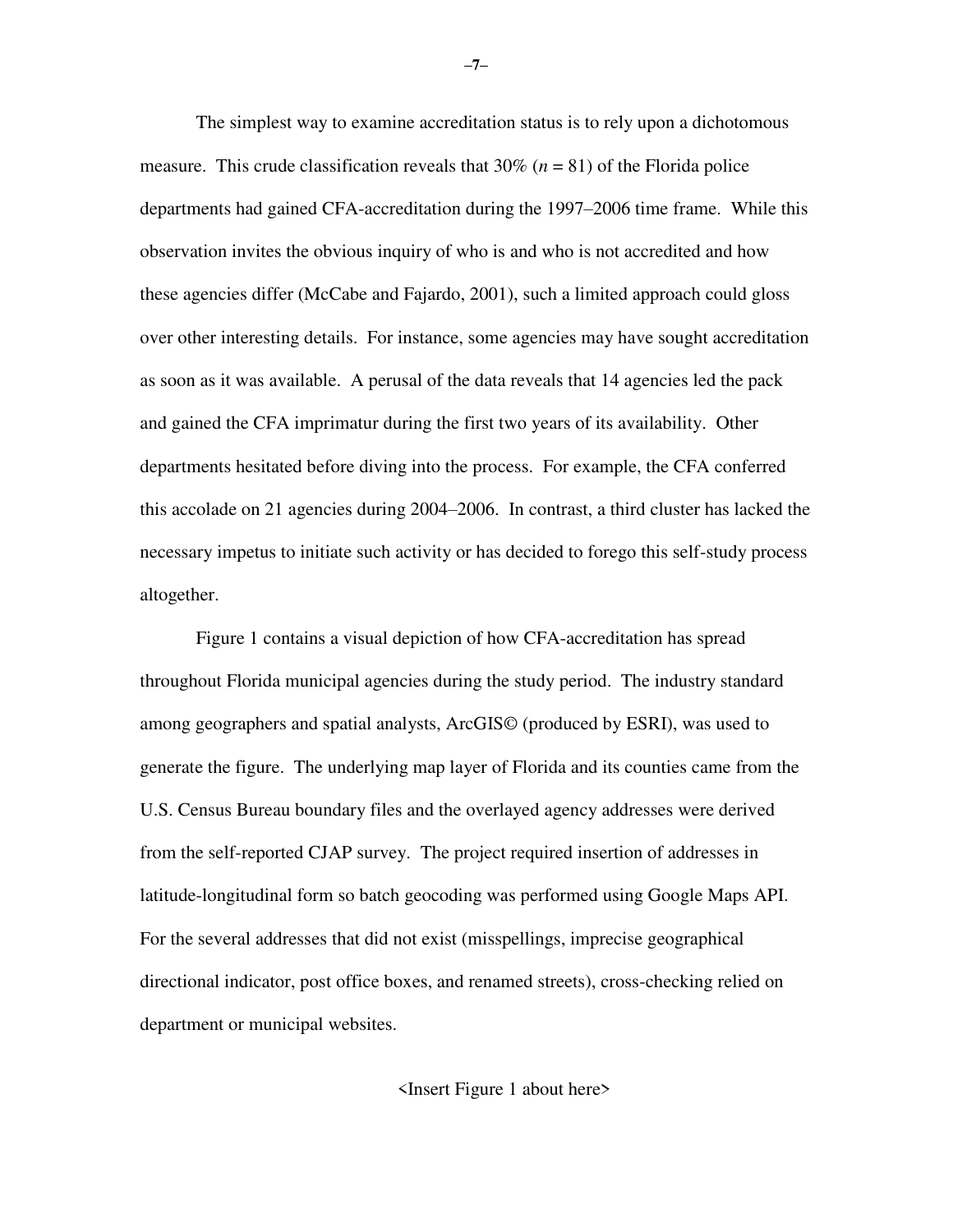The simplest way to examine accreditation status is to rely upon a dichotomous measure. This crude classification reveals that 30% ($n = 81$) of the Florida police departments had gained CFA-accreditation during the 1997–2006 time frame. While this observation invites the obvious inquiry of who is and who is not accredited and how these agencies differ (McCabe and Fajardo, 2001), such a limited approach could gloss over other interesting details. For instance, some agencies may have sought accreditation as soon as it was available. A perusal of the data reveals that 14 agencies led the pack and gained the CFA imprimatur during the first two years of its availability. Other departments hesitated before diving into the process. For example, the CFA conferred this accolade on 21 agencies during 2004–2006. In contrast, a third cluster has lacked the necessary impetus to initiate such activity or has decided to forego this self-study process altogether.

Figure 1 contains a visual depiction of how CFA-accreditation has spread throughout Florida municipal agencies during the study period. The industry standard among geographers and spatial analysts, ArcGIS© (produced by ESRI), was used to generate the figure. The underlying map layer of Florida and its counties came from the U.S. Census Bureau boundary files and the overlayed agency addresses were derived from the self-reported CJAP survey. The project required insertion of addresses in latitude-longitudinal form so batch geocoding was performed using Google Maps API. For the several addresses that did not exist (misspellings, imprecise geographical directional indicator, post office boxes, and renamed streets), cross-checking relied on department or municipal websites.

<Insert Figure 1 about here>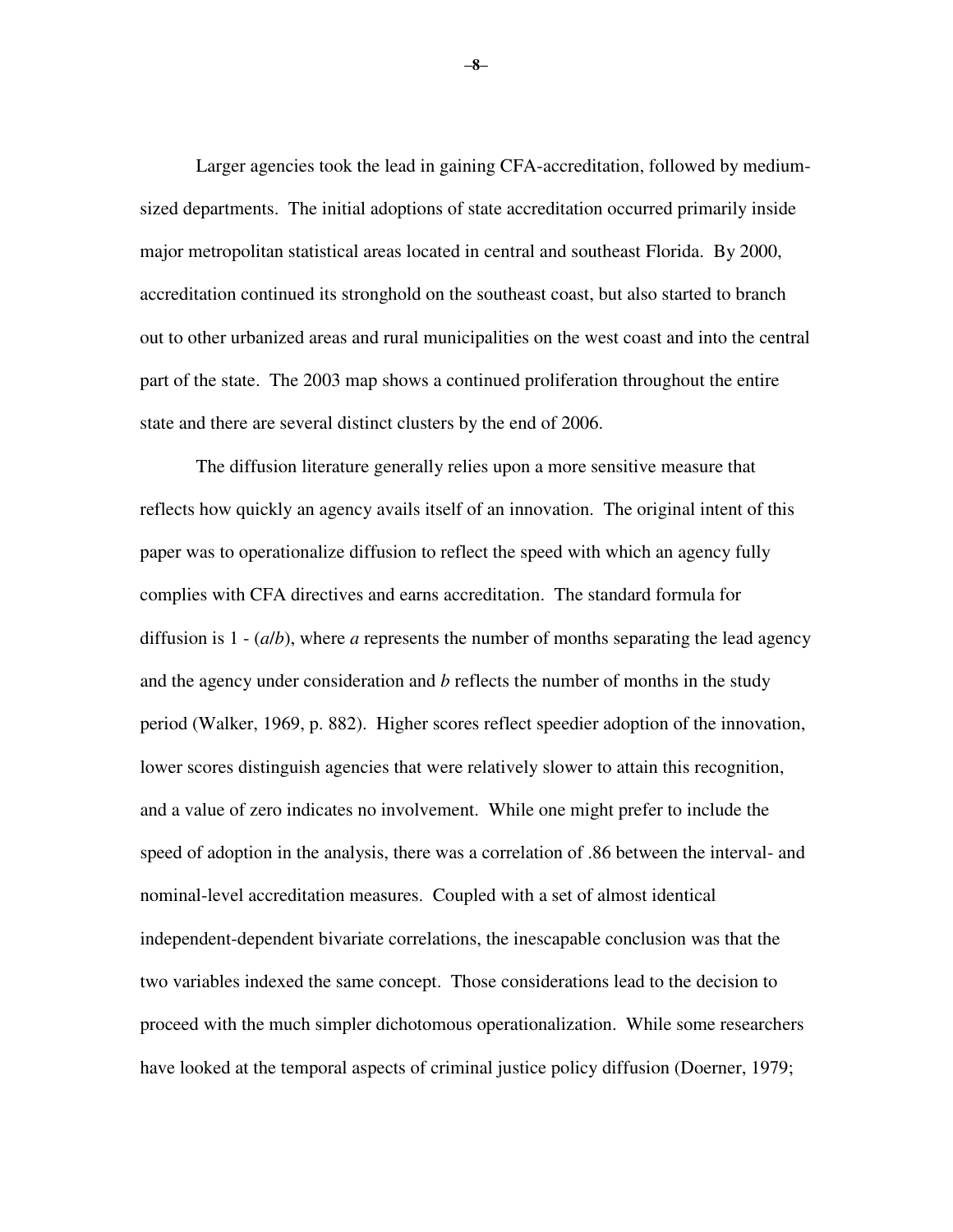Larger agencies took the lead in gaining CFA-accreditation, followed by medium-sized departments. The initial adoptions of state accreditation occurred primarily inside major metropolitan statistical areas located in central and southeast Florida. By 2000, accreditation continued its stronghold on the southeast coast, but also started to branch out to other urbanized areas and rural municipalities on the west coast and into the central part of the state. The 2003 map shows a continued proliferation throughout the entire state and there are several distinct clusters by the end of 2006.

The diffusion literature generally relies upon a more sensitive measure that reflects how quickly an agency avails itself of an innovation. The original intent of this paper was to operationalize diffusion to reflect the speed with which an agency fully complies with CFA directives and earns accreditation. The standard formula for diffusion is $1 - (a/b)$, where $a$ represents the number of months separating the lead agency and the agency under consideration and $b$ reflects the number of months in the study period (Walker, 1969, p. 882). Higher scores reflect speedier adoption of the innovation, lower scores distinguish agencies that were relatively slower to attain this recognition, and a value of zero indicates no involvement. While one might prefer to include the speed of adoption in the analysis, there was a correlation of .86 between the interval- and nominal-level accreditation measures. Coupled with a set of almost identical independent-dependent bivariate correlations, the inescapable conclusion was that the two variables indexed the same concept. Those considerations lead to the decision to proceed with the much simpler dichotomous operationalization. While some researchers have looked at the temporal aspects of criminal justice policy diffusion (Doerner, 1979;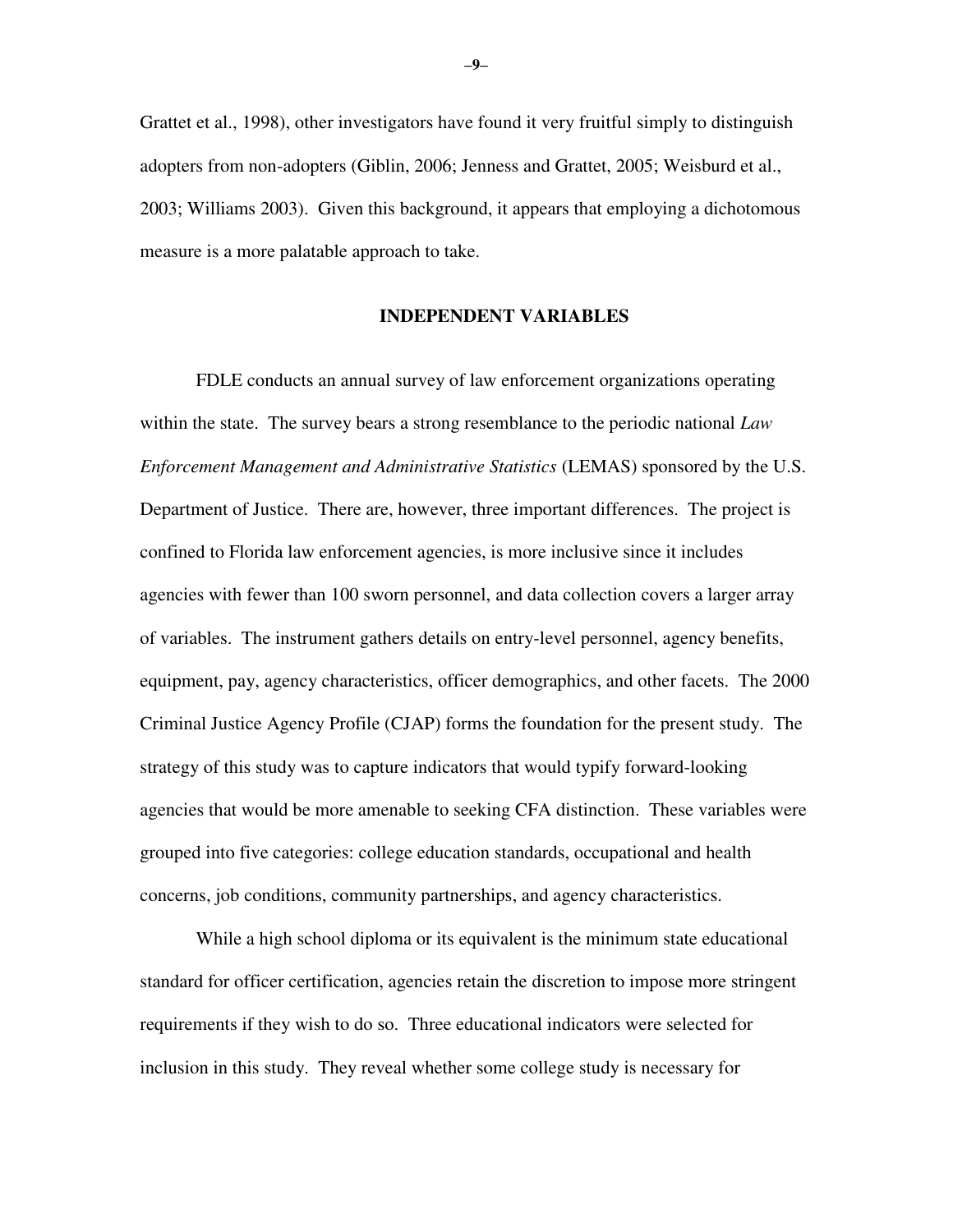Grattet et al., 1998), other investigators have found it very fruitful simply to distinguish adopters from non-adopters (Giblin, 2006; Jenness and Grattet, 2005; Weisburd et al., 2003; Williams 2003). Given this background, it appears that employing a dichotomous measure is a more palatable approach to take.

## INDEPENDENT VARIABLES

FDLE conducts an annual survey of law enforcement organizations operating within the state. The survey bears a strong resemblance to the periodic national *Law Enforcement Management and Administrative Statistics* (LEMAS) sponsored by the U.S. Department of Justice. There are, however, three important differences. The project is confined to Florida law enforcement agencies, is more inclusive since it includes agencies with fewer than 100 sworn personnel, and data collection covers a larger array of variables. The instrument gathers details on entry-level personnel, agency benefits, equipment, pay, agency characteristics, officer demographics, and other facets. The 2000 Criminal Justice Agency Profile (CJAP) forms the foundation for the present study. The strategy of this study was to capture indicators that would typify forward-looking agencies that would be more amenable to seeking CFA distinction. These variables were grouped into five categories: college education standards, occupational and health concerns, job conditions, community partnerships, and agency characteristics.

While a high school diploma or its equivalent is the minimum state educational standard for officer certification, agencies retain the discretion to impose more stringent requirements if they wish to do so. Three educational indicators were selected for inclusion in this study. They reveal whether some college study is necessary for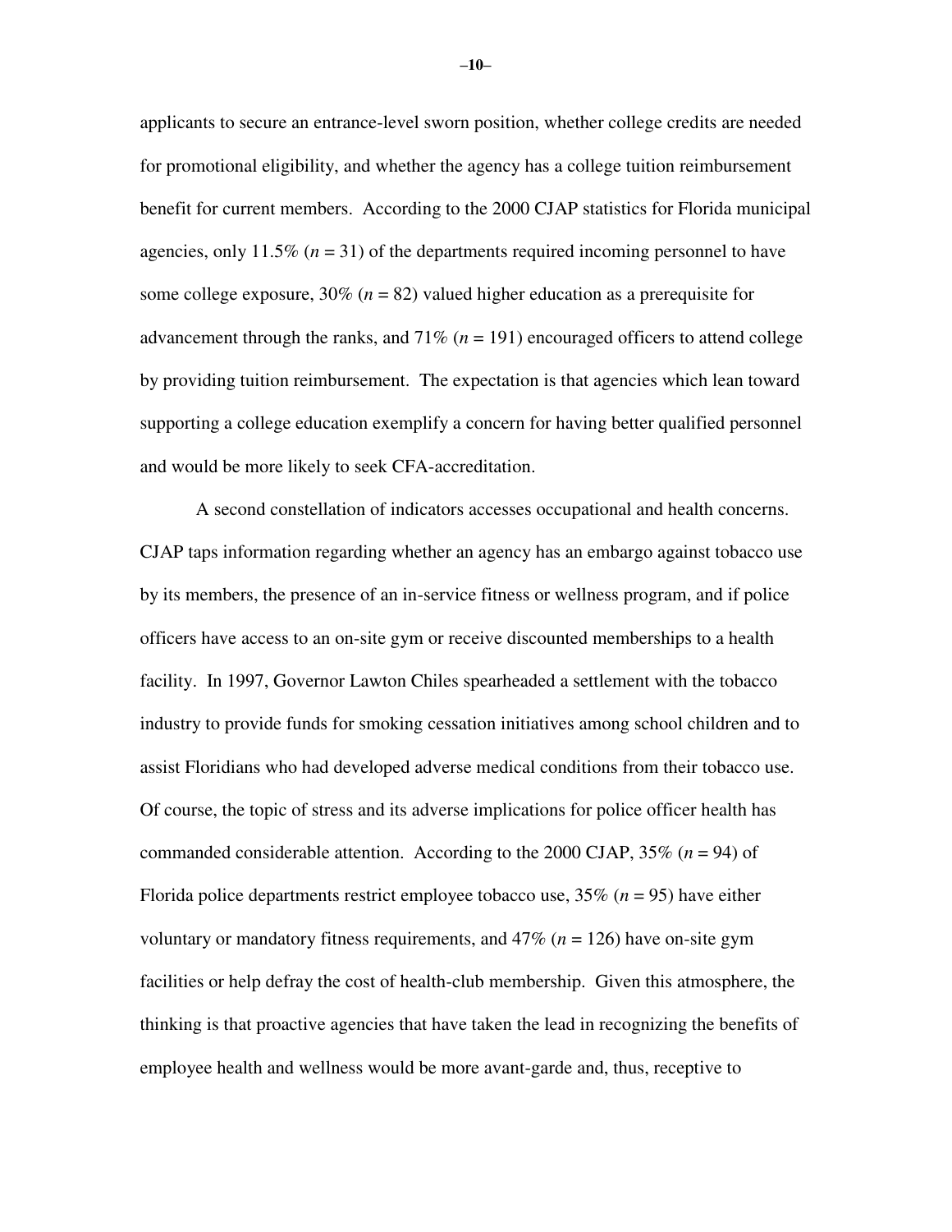applicants to secure an entrance-level sworn position, whether college credits are needed for promotional eligibility, and whether the agency has a college tuition reimbursement benefit for current members. According to the 2000 CJAP statistics for Florida municipal agencies, only 11.5% ($n$ = 31) of the departments required incoming personnel to have some college exposure, 30% ($n$ = 82) valued higher education as a prerequisite for advancement through the ranks, and 71% ($n$ = 191) encouraged officers to attend college by providing tuition reimbursement. The expectation is that agencies which lean toward supporting a college education exemplify a concern for having better qualified personnel and would be more likely to seek CFA-accreditation.

A second constellation of indicators accesses occupational and health concerns. CJAP taps information regarding whether an agency has an embargo against tobacco use by its members, the presence of an in-service fitness or wellness program, and if police officers have access to an on-site gym or receive discounted memberships to a health facility. In 1997, Governor Lawton Chiles spearheaded a settlement with the tobacco industry to provide funds for smoking cessation initiatives among school children and to assist Floridians who had developed adverse medical conditions from their tobacco use. Of course, the topic of stress and its adverse implications for police officer health has commanded considerable attention. According to the 2000 CJAP, 35% ($n$ = 94) of Florida police departments restrict employee tobacco use, 35% ($n$ = 95) have either voluntary or mandatory fitness requirements, and 47% ($n$ = 126) have on-site gym facilities or help defray the cost of health-club membership. Given this atmosphere, the thinking is that proactive agencies that have taken the lead in recognizing the benefits of employee health and wellness would be more avant-garde and, thus, receptive to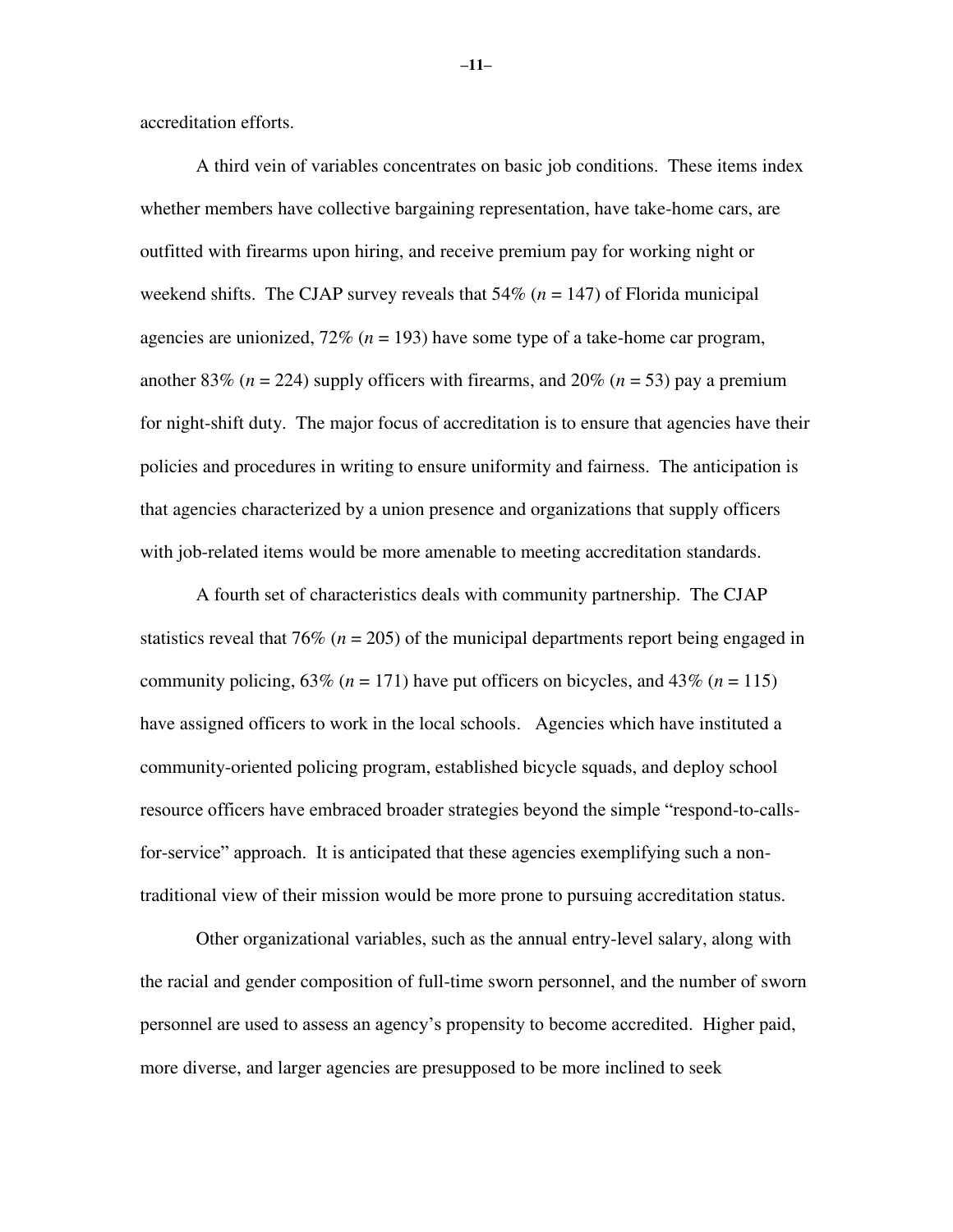accreditation efforts.

A third vein of variables concentrates on basic job conditions. These items index whether members have collective bargaining representation, have take-home cars, are outfitted with firearms upon hiring, and receive premium pay for working night or weekend shifts. The CJAP survey reveals that 54% ($n$ = 147) of Florida municipal agencies are unionized, 72% ($n$ = 193) have some type of a take-home car program, another 83% ($n$ = 224) supply officers with firearms, and 20% ($n$ = 53) pay a premium for night-shift duty. The major focus of accreditation is to ensure that agencies have their policies and procedures in writing to ensure uniformity and fairness. The anticipation is that agencies characterized by a union presence and organizations that supply officers with job-related items would be more amenable to meeting accreditation standards.

A fourth set of characteristics deals with community partnership. The CJAP statistics reveal that 76% ($n$ = 205) of the municipal departments report being engaged in community policing, 63% ($n$ = 171) have put officers on bicycles, and 43% ($n$ = 115) have assigned officers to work in the local schools. Agencies which have instituted a community-oriented policing program, established bicycle squads, and deploy school resource officers have embraced broader strategies beyond the simple "respond-to-calls-for-service" approach. It is anticipated that these agencies exemplifying such a non-traditional view of their mission would be more prone to pursuing accreditation status.

Other organizational variables, such as the annual entry-level salary, along with the racial and gender composition of full-time sworn personnel, and the number of sworn personnel are used to assess an agency's propensity to become accredited. Higher paid, more diverse, and larger agencies are presupposed to be more inclined to seek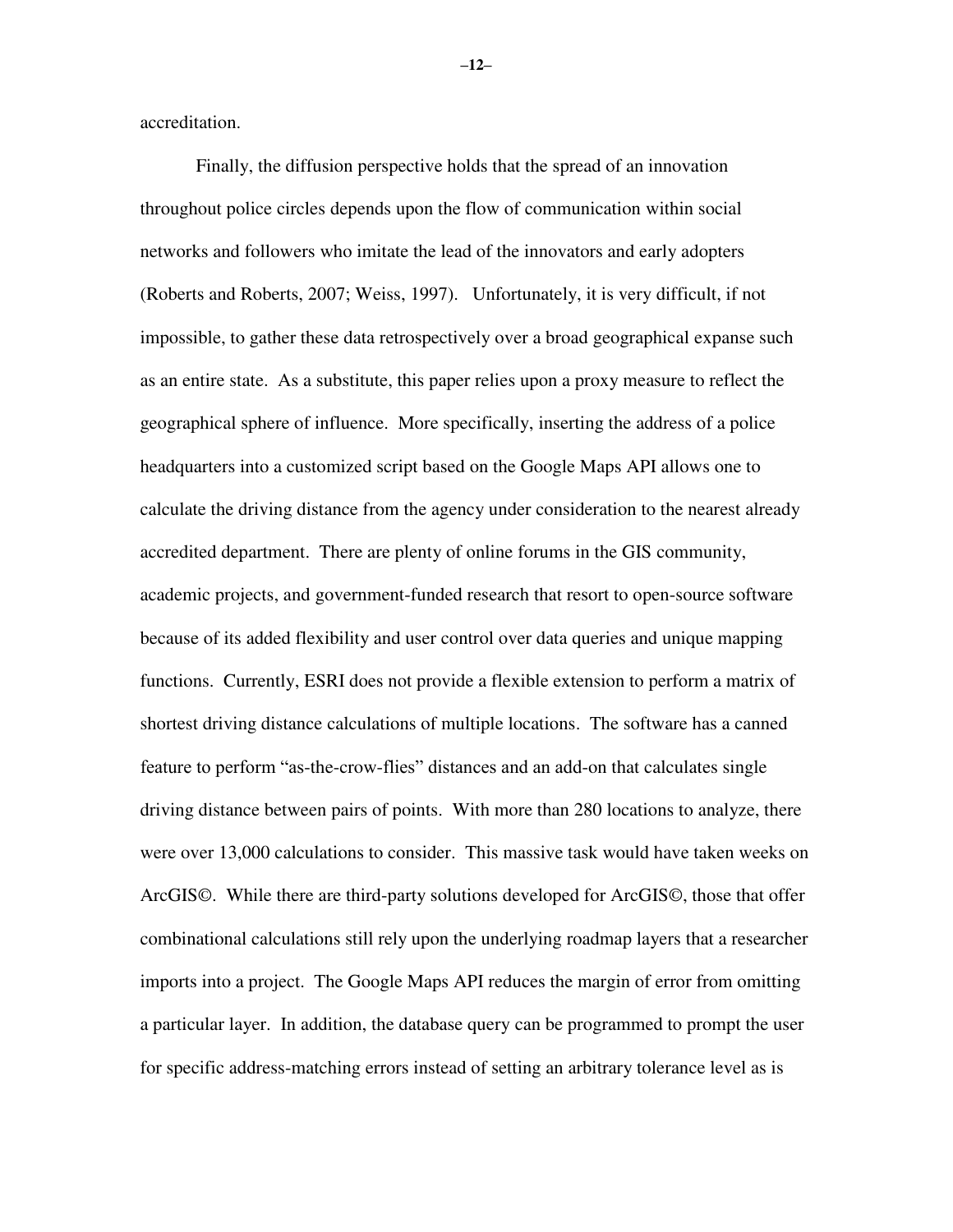accreditation.

Finally, the diffusion perspective holds that the spread of an innovation throughout police circles depends upon the flow of communication within social networks and followers who imitate the lead of the innovators and early adopters (Roberts and Roberts, 2007; Weiss, 1997). Unfortunately, it is very difficult, if not impossible, to gather these data retrospectively over a broad geographical expanse such as an entire state. As a substitute, this paper relies upon a proxy measure to reflect the geographical sphere of influence. More specifically, inserting the address of a police headquarters into a customized script based on the Google Maps API allows one to calculate the driving distance from the agency under consideration to the nearest already accredited department. There are plenty of online forums in the GIS community, academic projects, and government-funded research that resort to open-source software because of its added flexibility and user control over data queries and unique mapping functions. Currently, ESRI does not provide a flexible extension to perform a matrix of shortest driving distance calculations of multiple locations. The software has a canned feature to perform "as-the-crow-flies" distances and an add-on that calculates single driving distance between pairs of points. With more than 280 locations to analyze, there were over 13,000 calculations to consider. This massive task would have taken weeks on ArcGIS©. While there are third-party solutions developed for ArcGIS©, those that offer combinational calculations still rely upon the underlying roadmap layers that a researcher imports into a project. The Google Maps API reduces the margin of error from omitting a particular layer. In addition, the database query can be programmed to prompt the user for specific address-matching errors instead of setting an arbitrary tolerance level as is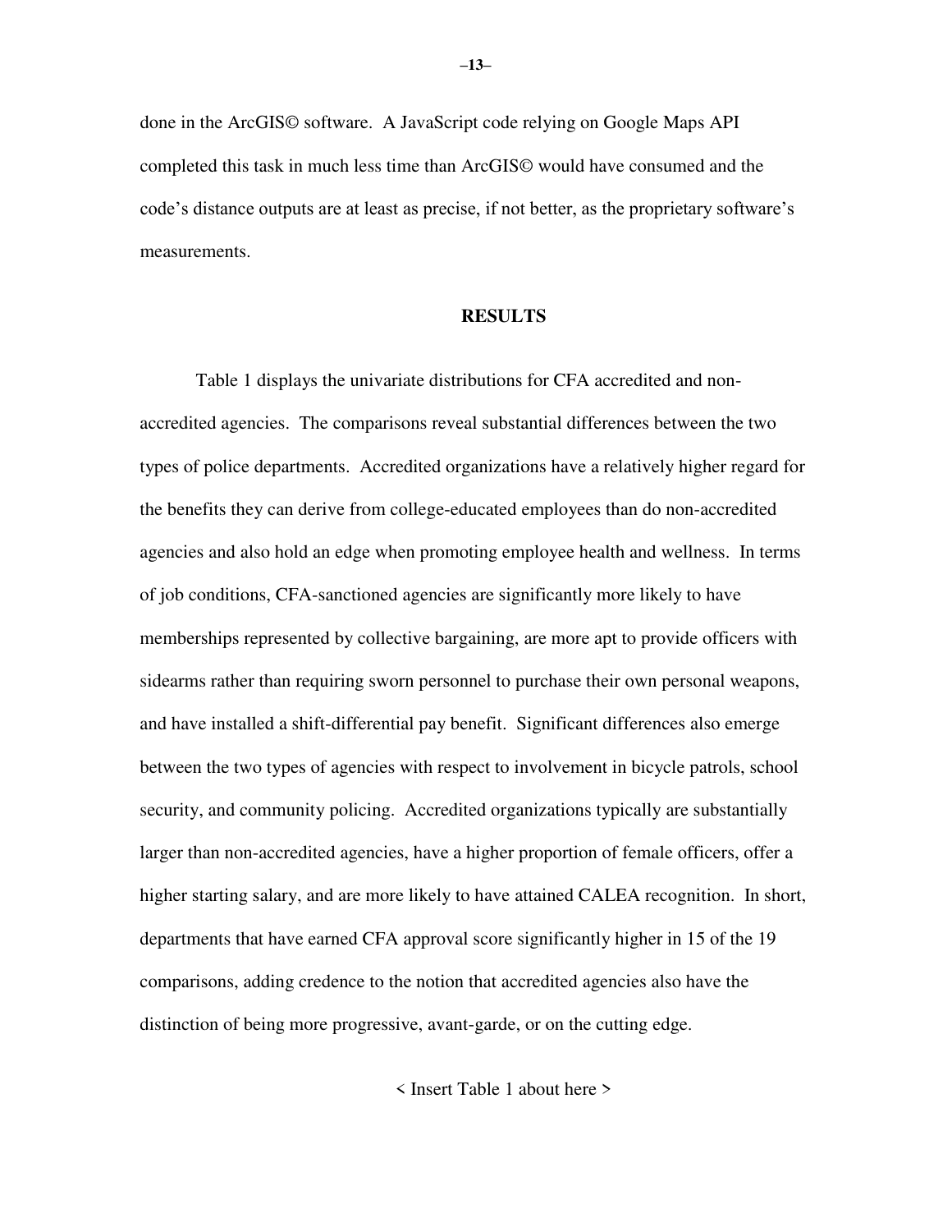done in the ArcGIS© software. A JavaScript code relying on Google Maps API completed this task in much less time than ArcGIS© would have consumed and the code's distance outputs are at least as precise, if not better, as the proprietary software's measurements.

## RESULTS

Table 1 displays the univariate distributions for CFA accredited and non-accredited agencies. The comparisons reveal substantial differences between the two types of police departments. Accredited organizations have a relatively higher regard for the benefits they can derive from college-educated employees than do non-accredited agencies and also hold an edge when promoting employee health and wellness. In terms of job conditions, CFA-sanctioned agencies are significantly more likely to have memberships represented by collective bargaining, are more apt to provide officers with sidearms rather than requiring sworn personnel to purchase their own personal weapons, and have installed a shift-differential pay benefit. Significant differences also emerge between the two types of agencies with respect to involvement in bicycle patrols, school security, and community policing. Accredited organizations typically are substantially larger than non-accredited agencies, have a higher proportion of female officers, offer a higher starting salary, and are more likely to have attained CALEA recognition. In short, departments that have earned CFA approval score significantly higher in 15 of the 19 comparisons, adding credence to the notion that accredited agencies also have the distinction of being more progressive, avant-garde, or on the cutting edge.

< Insert Table 1 about here >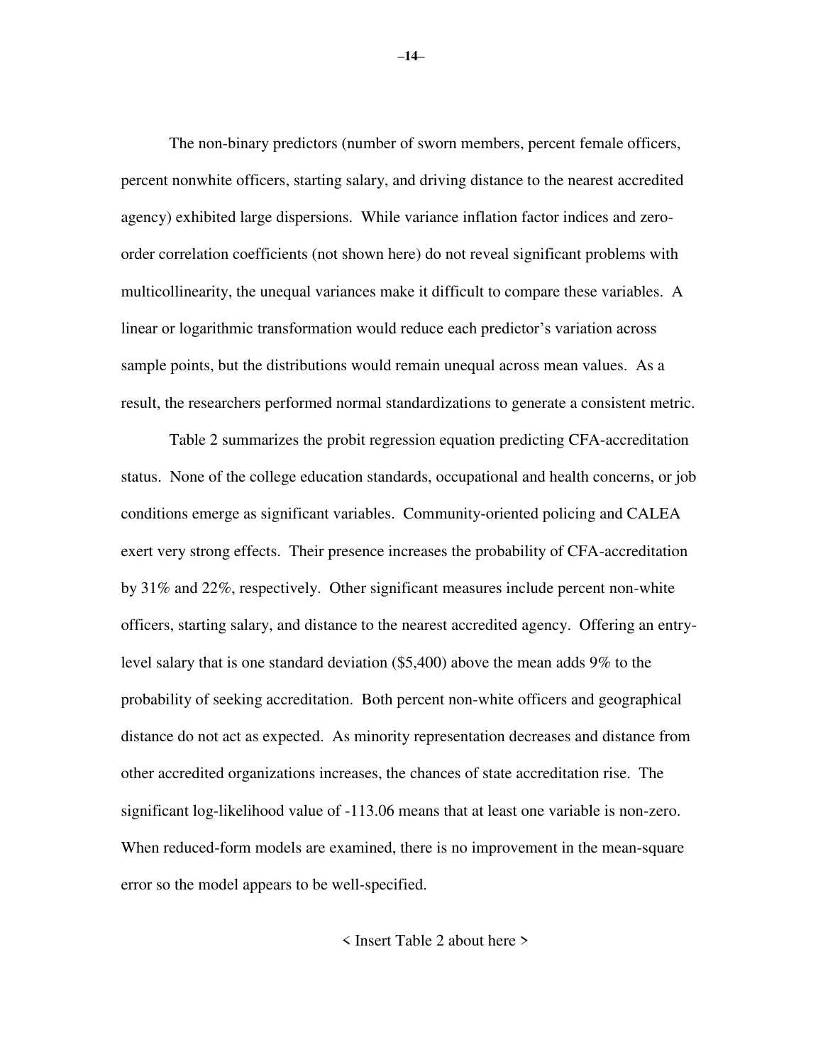The non-binary predictors (number of sworn members, percent female officers, percent nonwhite officers, starting salary, and driving distance to the nearest accredited agency) exhibited large dispersions. While variance inflation factor indices and zero-order correlation coefficients (not shown here) do not reveal significant problems with multicollinearity, the unequal variances make it difficult to compare these variables. A linear or logarithmic transformation would reduce each predictor's variation across sample points, but the distributions would remain unequal across mean values. As a result, the researchers performed normal standardizations to generate a consistent metric.

Table 2 summarizes the probit regression equation predicting CFA-accreditation status. None of the college education standards, occupational and health concerns, or job conditions emerge as significant variables. Community-oriented policing and CALEA exert very strong effects. Their presence increases the probability of CFA-accreditation by 31% and 22%, respectively. Other significant measures include percent non-white officers, starting salary, and distance to the nearest accredited agency. Offering an entry-level salary that is one standard deviation ($5,400) above the mean adds 9% to the probability of seeking accreditation. Both percent non-white officers and geographical distance do not act as expected. As minority representation decreases and distance from other accredited organizations increases, the chances of state accreditation rise. The significant log-likelihood value of -113.06 means that at least one variable is non-zero. When reduced-form models are examined, there is no improvement in the mean-square error so the model appears to be well-specified.

< Insert Table 2 about here >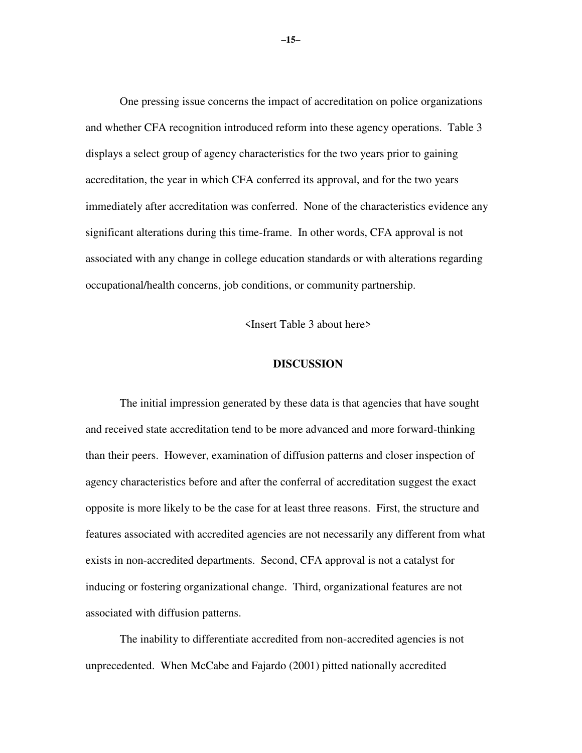One pressing issue concerns the impact of accreditation on police organizations and whether CFA recognition introduced reform into these agency operations. Table 3 displays a select group of agency characteristics for the two years prior to gaining accreditation, the year in which CFA conferred its approval, and for the two years immediately after accreditation was conferred. None of the characteristics evidence any significant alterations during this time-frame. In other words, CFA approval is not associated with any change in college education standards or with alterations regarding occupational/health concerns, job conditions, or community partnership.

<Insert Table 3 about here>

## DISCUSSION

The initial impression generated by these data is that agencies that have sought and received state accreditation tend to be more advanced and more forward-thinking than their peers. However, examination of diffusion patterns and closer inspection of agency characteristics before and after the conferral of accreditation suggest the exact opposite is more likely to be the case for at least three reasons. First, the structure and features associated with accredited agencies are not necessarily any different from what exists in non-accredited departments. Second, CFA approval is not a catalyst for inducing or fostering organizational change. Third, organizational features are not associated with diffusion patterns.

The inability to differentiate accredited from non-accredited agencies is not unprecedented. When McCabe and Fajardo (2001) pitted nationally accredited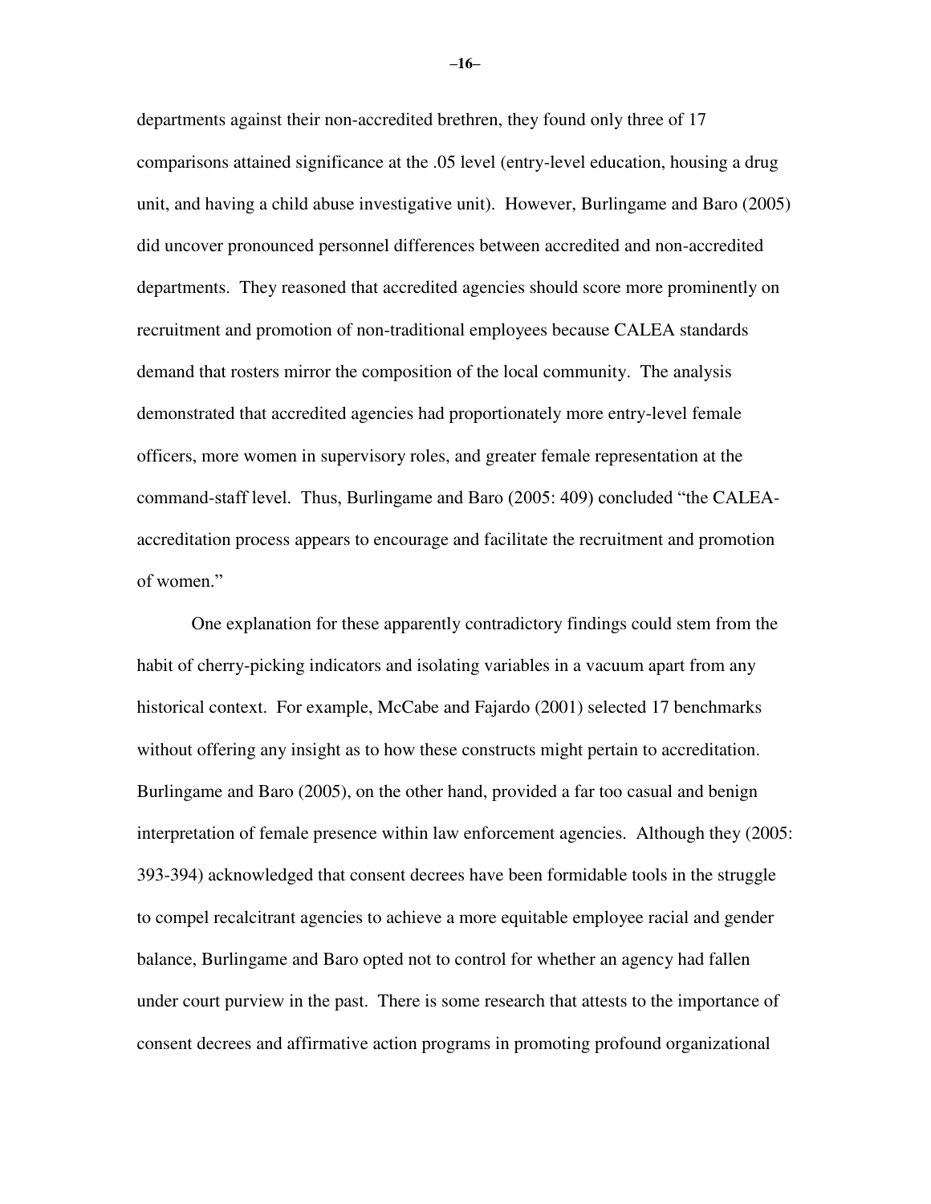departments against their non-accredited brethren, they found only three of 17 comparisons attained significance at the .05 level (entry-level education, housing a drug unit, and having a child abuse investigative unit). However, Burlingame and Baro (2005) did uncover pronounced personnel differences between accredited and non-accredited departments. They reasoned that accredited agencies should score more prominently on recruitment and promotion of non-traditional employees because CALEA standards demand that rosters mirror the composition of the local community. The analysis demonstrated that accredited agencies had proportionately more entry-level female officers, more women in supervisory roles, and greater female representation at the command-staff level. Thus, Burlingame and Baro (2005: 409) concluded "the CALEA-accreditation process appears to encourage and facilitate the recruitment and promotion of women."

One explanation for these apparently contradictory findings could stem from the habit of cherry-picking indicators and isolating variables in a vacuum apart from any historical context. For example, McCabe and Fajardo (2001) selected 17 benchmarks without offering any insight as to how these constructs might pertain to accreditation. Burlingame and Baro (2005), on the other hand, provided a far too casual and benign interpretation of female presence within law enforcement agencies. Although they (2005: 393-394) acknowledged that consent decrees have been formidable tools in the struggle to compel recalcitrant agencies to achieve a more equitable employee racial and gender balance, Burlingame and Baro opted not to control for whether an agency had fallen under court purview in the past. There is some research that attests to the importance of consent decrees and affirmative action programs in promoting profound organizational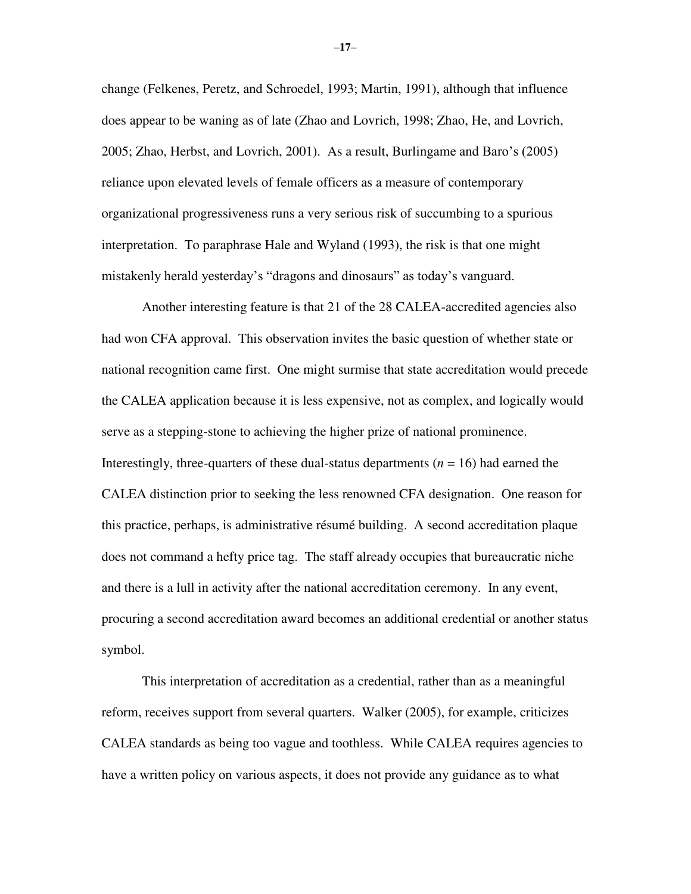change (Felkenes, Peretz, and Schroedel, 1993; Martin, 1991), although that influence does appear to be waning as of late (Zhao and Lovrich, 1998; Zhao, He, and Lovrich, 2005; Zhao, Herbst, and Lovrich, 2001). As a result, Burlingame and Baro's (2005) reliance upon elevated levels of female officers as a measure of contemporary organizational progressiveness runs a very serious risk of succumbing to a spurious interpretation. To paraphrase Hale and Wyland (1993), the risk is that one might mistakenly herald yesterday's "dragons and dinosaurs" as today's vanguard.

Another interesting feature is that 21 of the 28 CALEA-accredited agencies also had won CFA approval. This observation invites the basic question of whether state or national recognition came first. One might surmise that state accreditation would precede the CALEA application because it is less expensive, not as complex, and logically would serve as a stepping-stone to achieving the higher prize of national prominence. Interestingly, three-quarters of these dual-status departments ($n = 16$) had earned the CALEA distinction prior to seeking the less renowned CFA designation. One reason for this practice, perhaps, is administrative résumé building. A second accreditation plaque does not command a hefty price tag. The staff already occupies that bureaucratic niche and there is a lull in activity after the national accreditation ceremony. In any event, procuring a second accreditation award becomes an additional credential or another status symbol.

This interpretation of accreditation as a credential, rather than as a meaningful reform, receives support from several quarters. Walker (2005), for example, criticizes CALEA standards as being too vague and toothless. While CALEA requires agencies to have a written policy on various aspects, it does not provide any guidance as to what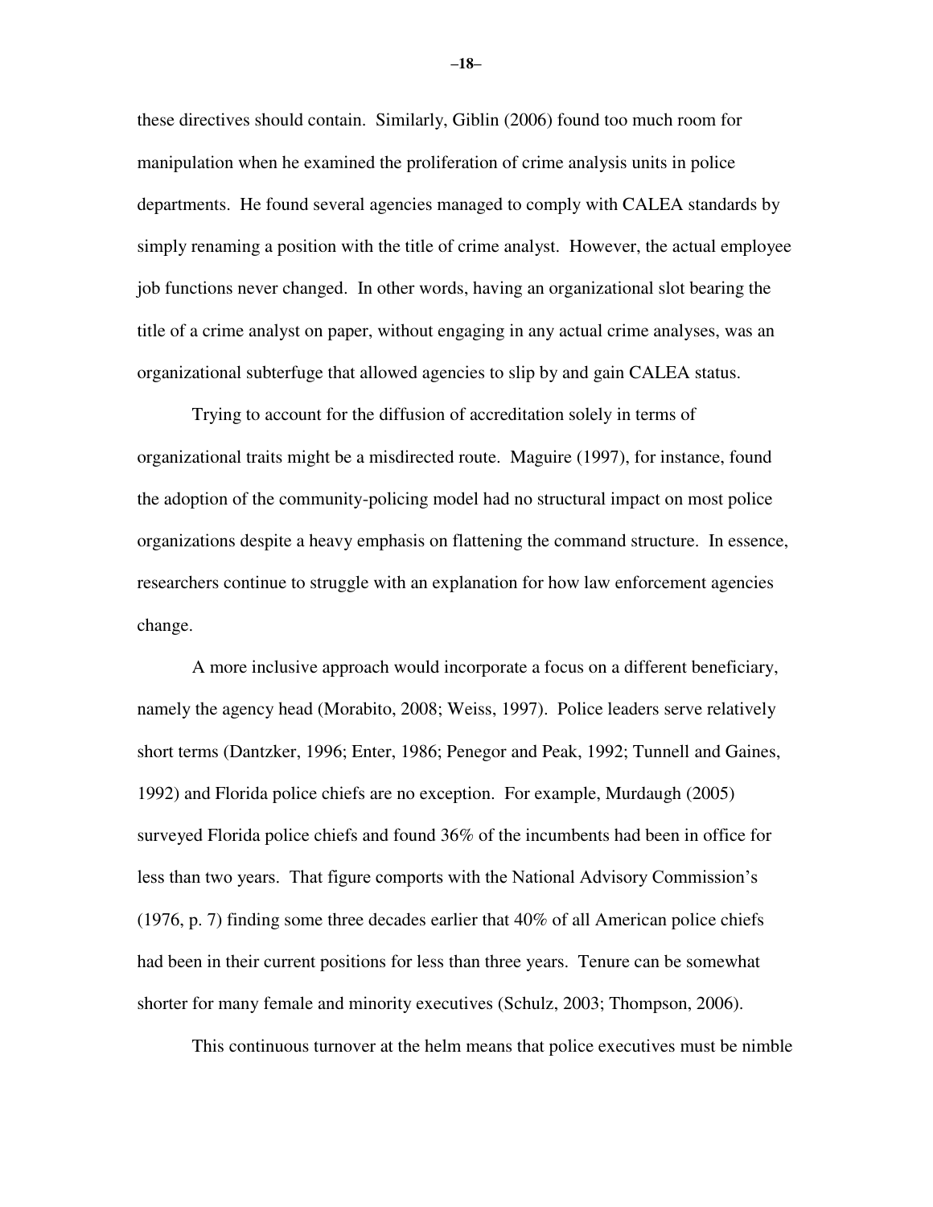these directives should contain. Similarly, Giblin (2006) found too much room for manipulation when he examined the proliferation of crime analysis units in police departments. He found several agencies managed to comply with CALEA standards by simply renaming a position with the title of crime analyst. However, the actual employee job functions never changed. In other words, having an organizational slot bearing the title of a crime analyst on paper, without engaging in any actual crime analyses, was an organizational subterfuge that allowed agencies to slip by and gain CALEA status.

Trying to account for the diffusion of accreditation solely in terms of organizational traits might be a misdirected route. Maguire (1997), for instance, found the adoption of the community-policing model had no structural impact on most police organizations despite a heavy emphasis on flattening the command structure. In essence, researchers continue to struggle with an explanation for how law enforcement agencies change.

A more inclusive approach would incorporate a focus on a different beneficiary, namely the agency head (Morabito, 2008; Weiss, 1997). Police leaders serve relatively short terms (Dantzker, 1996; Enter, 1986; Penegor and Peak, 1992; Tunnell and Gaines, 1992) and Florida police chiefs are no exception. For example, Murdaugh (2005) surveyed Florida police chiefs and found 36% of the incumbents had been in office for less than two years. That figure comports with the National Advisory Commission's (1976, p. 7) finding some three decades earlier that 40% of all American police chiefs had been in their current positions for less than three years. Tenure can be somewhat shorter for many female and minority executives (Schulz, 2003; Thompson, 2006).

This continuous turnover at the helm means that police executives must be nimble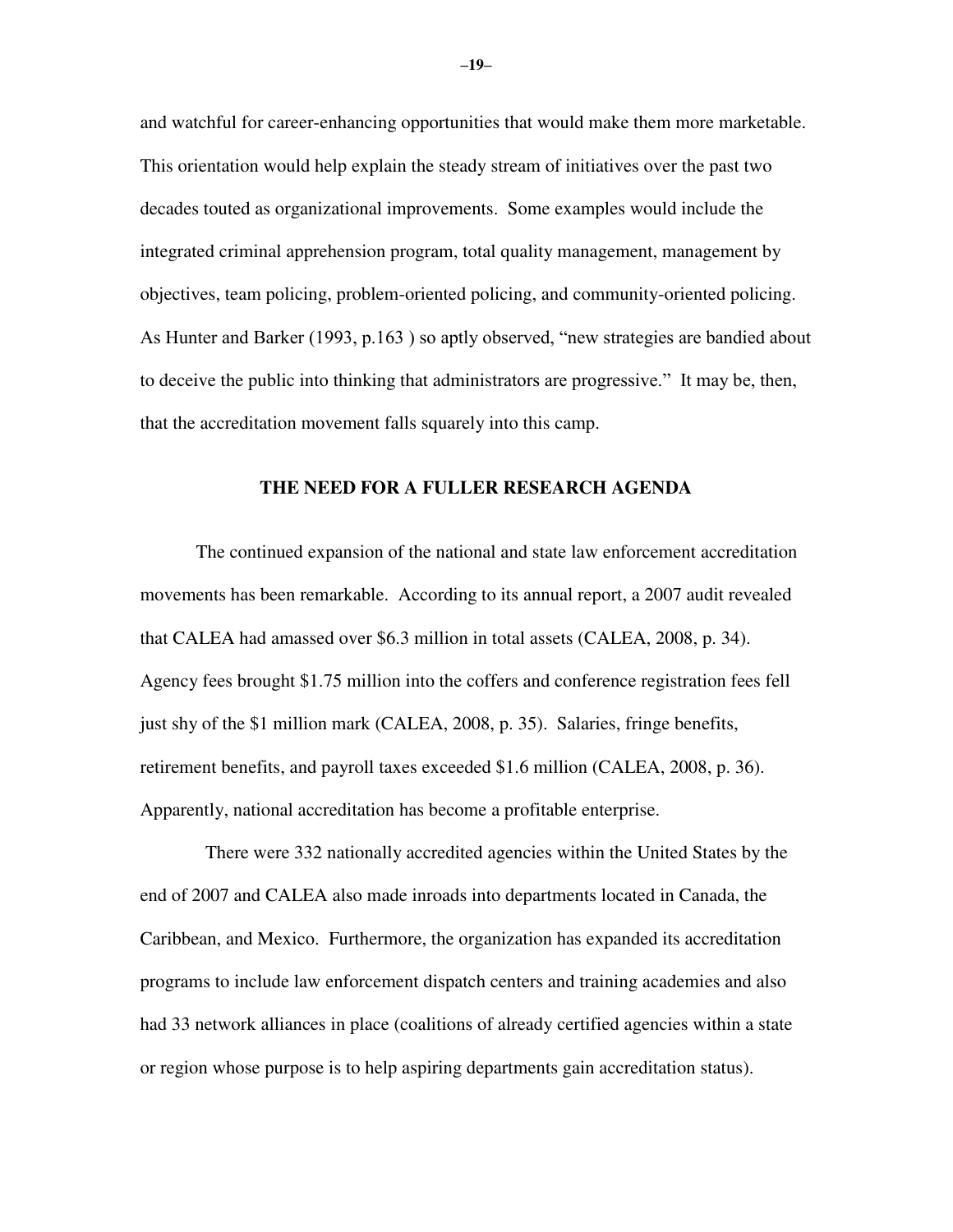and watchful for career-enhancing opportunities that would make them more marketable. This orientation would help explain the steady stream of initiatives over the past two decades touted as organizational improvements. Some examples would include the integrated criminal apprehension program, total quality management, management by objectives, team policing, problem-oriented policing, and community-oriented policing. As Hunter and Barker (1993, p.163 ) so aptly observed, "new strategies are bandied about to deceive the public into thinking that administrators are progressive." It may be, then, that the accreditation movement falls squarely into this camp.

## THE NEED FOR A FULLER RESEARCH AGENDA

The continued expansion of the national and state law enforcement accreditation movements has been remarkable. According to its annual report, a 2007 audit revealed that CALEA had amassed over $6.3 million in total assets (CALEA, 2008, p. 34). Agency fees brought $1.75 million into the coffers and conference registration fees fell just shy of the $1 million mark (CALEA, 2008, p. 35). Salaries, fringe benefits, retirement benefits, and payroll taxes exceeded $1.6 million (CALEA, 2008, p. 36). Apparently, national accreditation has become a profitable enterprise.

There were 332 nationally accredited agencies within the United States by the end of 2007 and CALEA also made inroads into departments located in Canada, the Caribbean, and Mexico. Furthermore, the organization has expanded its accreditation programs to include law enforcement dispatch centers and training academies and also had 33 network alliances in place (coalitions of already certified agencies within a state or region whose purpose is to help aspiring departments gain accreditation status).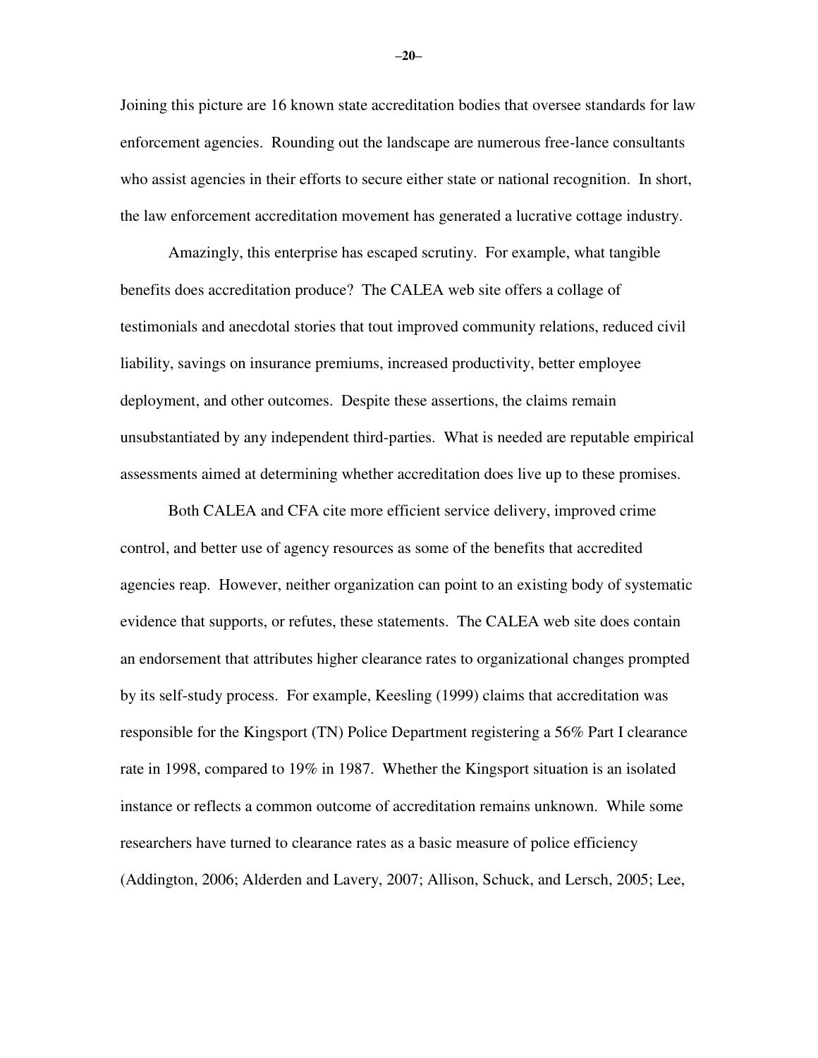Joining this picture are 16 known state accreditation bodies that oversee standards for law enforcement agencies. Rounding out the landscape are numerous free-lance consultants who assist agencies in their efforts to secure either state or national recognition. In short, the law enforcement accreditation movement has generated a lucrative cottage industry.

Amazingly, this enterprise has escaped scrutiny. For example, what tangible benefits does accreditation produce? The CALEA web site offers a collage of testimonials and anecdotal stories that tout improved community relations, reduced civil liability, savings on insurance premiums, increased productivity, better employee deployment, and other outcomes. Despite these assertions, the claims remain unsubstantiated by any independent third-parties. What is needed are reputable empirical assessments aimed at determining whether accreditation does live up to these promises.

Both CALEA and CFA cite more efficient service delivery, improved crime control, and better use of agency resources as some of the benefits that accredited agencies reap. However, neither organization can point to an existing body of systematic evidence that supports, or refutes, these statements. The CALEA web site does contain an endorsement that attributes higher clearance rates to organizational changes prompted by its self-study process. For example, Keesling (1999) claims that accreditation was responsible for the Kingsport (TN) Police Department registering a 56% Part I clearance rate in 1998, compared to 19% in 1987. Whether the Kingsport situation is an isolated instance or reflects a common outcome of accreditation remains unknown. While some researchers have turned to clearance rates as a basic measure of police efficiency (Addington, 2006; Alderden and Lavery, 2007; Allison, Schuck, and Lersch, 2005; Lee,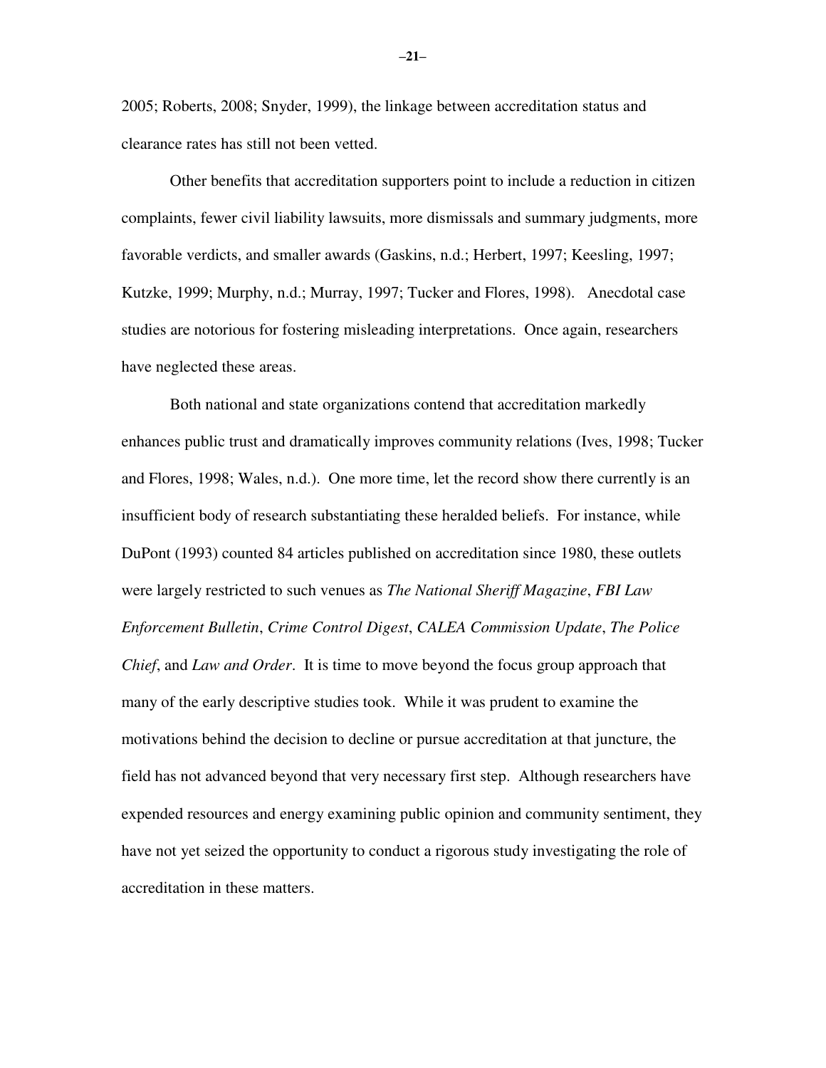2005; Roberts, 2008; Snyder, 1999), the linkage between accreditation status and clearance rates has still not been vetted.

Other benefits that accreditation supporters point to include a reduction in citizen complaints, fewer civil liability lawsuits, more dismissals and summary judgments, more favorable verdicts, and smaller awards (Gaskins, n.d.; Herbert, 1997; Keesling, 1997; Kutzke, 1999; Murphy, n.d.; Murray, 1997; Tucker and Flores, 1998). Anecdotal case studies are notorious for fostering misleading interpretations. Once again, researchers have neglected these areas.

Both national and state organizations contend that accreditation markedly enhances public trust and dramatically improves community relations (Ives, 1998; Tucker and Flores, 1998; Wales, n.d.). One more time, let the record show there currently is an insufficient body of research substantiating these heralded beliefs. For instance, while DuPont (1993) counted 84 articles published on accreditation since 1980, these outlets were largely restricted to such venues as *The National Sheriff Magazine*, *FBI Law Enforcement Bulletin*, *Crime Control Digest*, *CALEA Commission Update*, *The Police Chief*, and *Law and Order*. It is time to move beyond the focus group approach that many of the early descriptive studies took. While it was prudent to examine the motivations behind the decision to decline or pursue accreditation at that juncture, the field has not advanced beyond that very necessary first step. Although researchers have expended resources and energy examining public opinion and community sentiment, they have not yet seized the opportunity to conduct a rigorous study investigating the role of accreditation in these matters.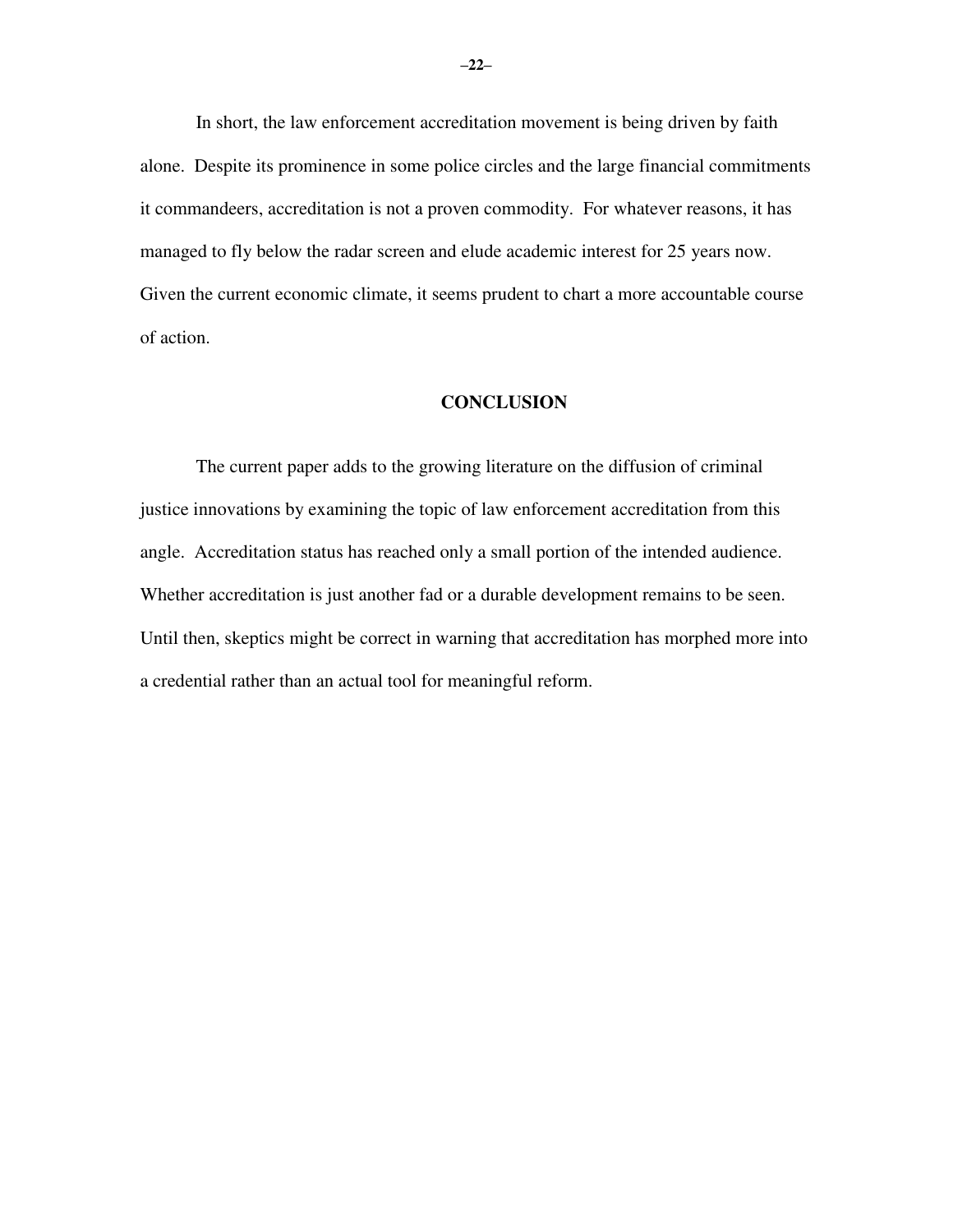In short, the law enforcement accreditation movement is being driven by faith alone. Despite its prominence in some police circles and the large financial commitments it commandeers, accreditation is not a proven commodity. For whatever reasons, it has managed to fly below the radar screen and elude academic interest for 25 years now. Given the current economic climate, it seems prudent to chart a more accountable course of action.

## CONCLUSION

The current paper adds to the growing literature on the diffusion of criminal justice innovations by examining the topic of law enforcement accreditation from this angle. Accreditation status has reached only a small portion of the intended audience. Whether accreditation is just another fad or a durable development remains to be seen. Until then, skeptics might be correct in warning that accreditation has morphed more into a credential rather than an actual tool for meaningful reform.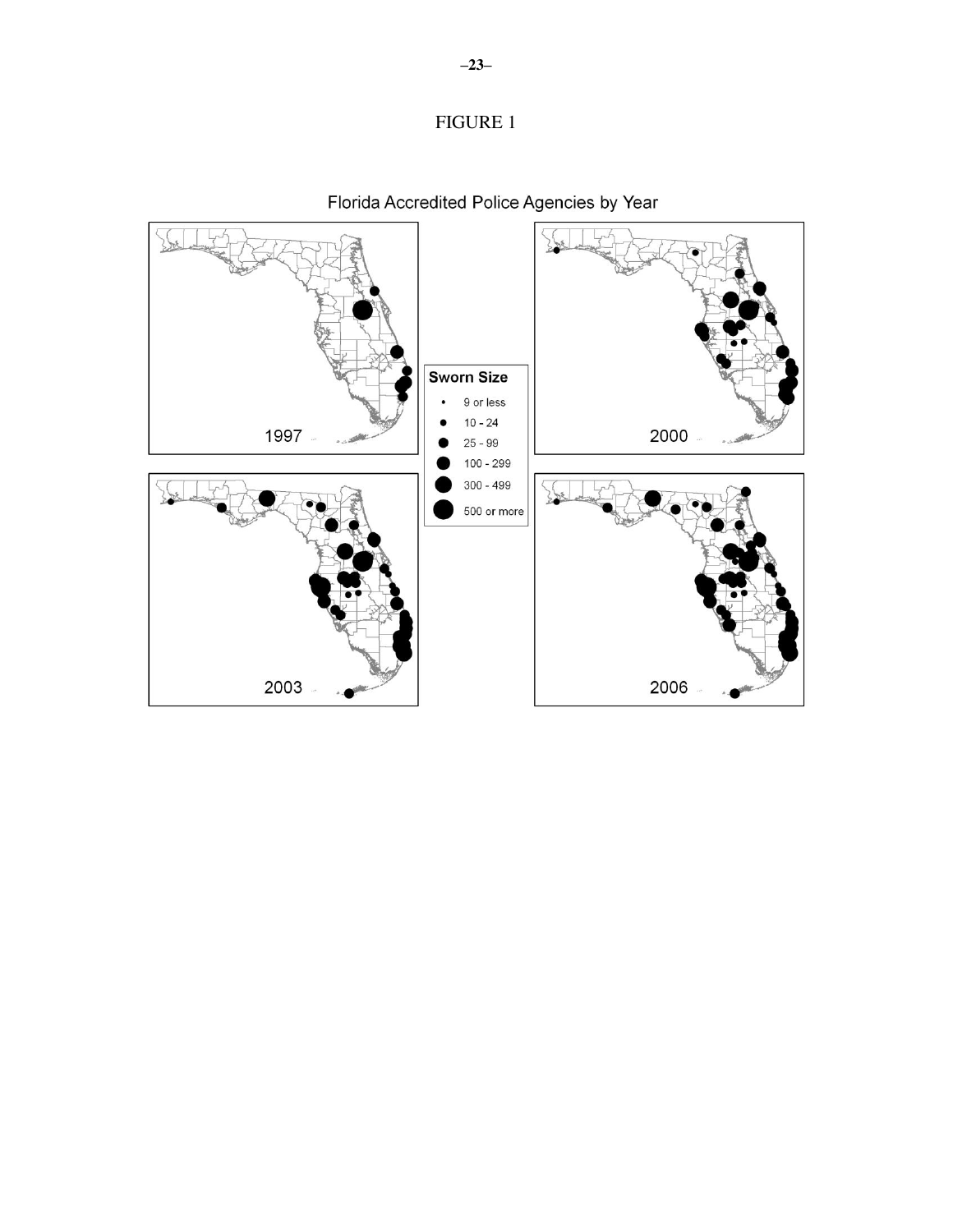FIGURE 1

Florida Accredited Police Agencies by Year

**Sworn Size**

- 9 or less
- 10 - 24
- 25 - 99
- 100 - 299
- 300 - 499
- 500 or more

1997

2000

2003

2006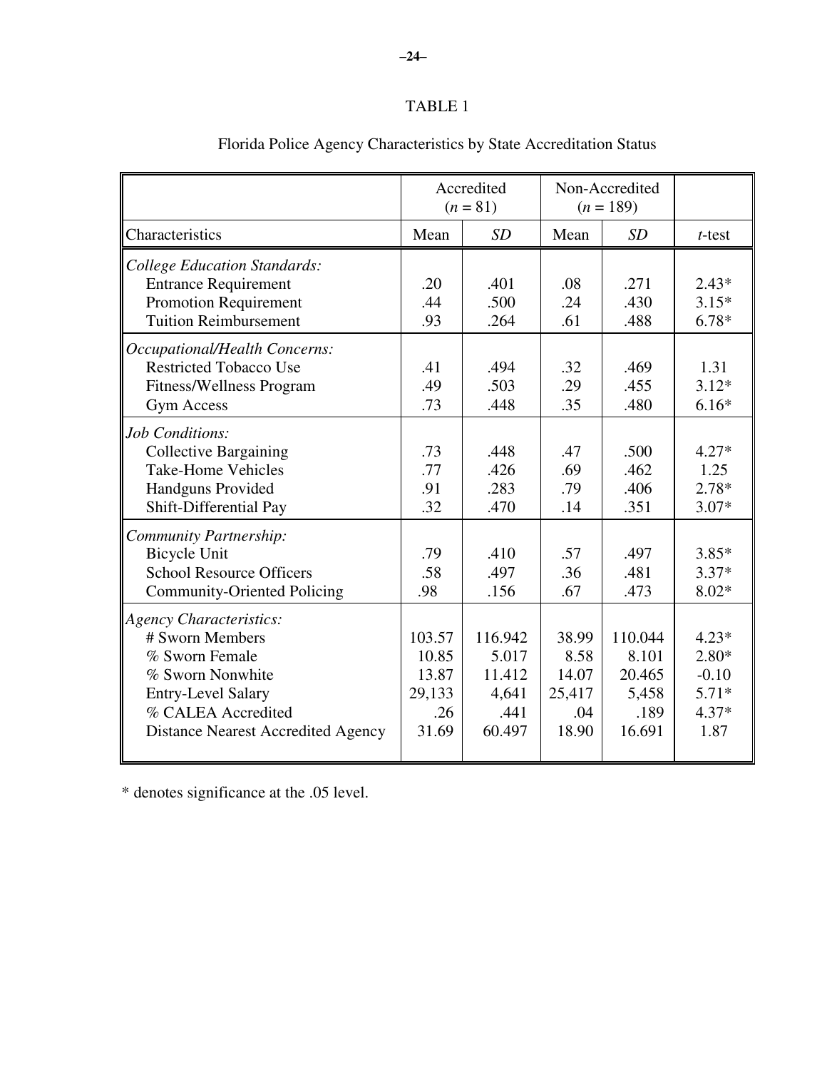TABLE 1

Florida Police Agency Characteristics by State Accreditation Status

| | Accredited ($n$ = 81) | | Non-Accredited ($n$ = 189) | | |
|---|---|---|---|---|---|
| Characteristics | Mean | *SD* | Mean | *SD* | *t*-test |
| *College Education Standards:* | | | | | |
| Entrance Requirement | .20 | .401 | .08 | .271 | 2.43* |
| Promotion Requirement | .44 | .500 | .24 | .430 | 3.15* |
| Tuition Reimbursement | .93 | .264 | .61 | .488 | 6.78* |
| *Occupational/Health Concerns:* | | | | | |
| Restricted Tobacco Use | .41 | .494 | .32 | .469 | 1.31 |
| Fitness/Wellness Program | .49 | .503 | .29 | .455 | 3.12* |
| Gym Access | .73 | .448 | .35 | .480 | 6.16* |
| *Job Conditions:* | | | | | |
| Collective Bargaining | .73 | .448 | .47 | .500 | 4.27* |
| Take-Home Vehicles | .77 | .426 | .69 | .462 | 1.25 |
| Handguns Provided | .91 | .283 | .79 | .406 | 2.78* |
| Shift-Differential Pay | .32 | .470 | .14 | .351 | 3.07* |
| *Community Partnership:* | | | | | |
| Bicycle Unit | .79 | .410 | .57 | .497 | 3.85* |
| School Resource Officers | .58 | .497 | .36 | .481 | 3.37* |
| Community-Oriented Policing | .98 | .156 | .67 | .473 | 8.02* |
| *Agency Characteristics:* | | | | | |
| # Sworn Members | 103.57 | 116.942 | 38.99 | 110.044 | 4.23* |
| % Sworn Female | 10.85 | 5.017 | 8.58 | 8.101 | 2.80* |
| % Sworn Nonwhite | 13.87 | 11.412 | 14.07 | 20.465 | -0.10 |
| Entry-Level Salary | 29,133 | 4,641 | 25,417 | 5,458 | 5.71* |
| % CALEA Accredited | .26 | .441 | .04 | .189 | 4.37* |
| Distance Nearest Accredited Agency | 31.69 | 60.497 | 18.90 | 16.691 | 1.87 |

* denotes significance at the .05 level.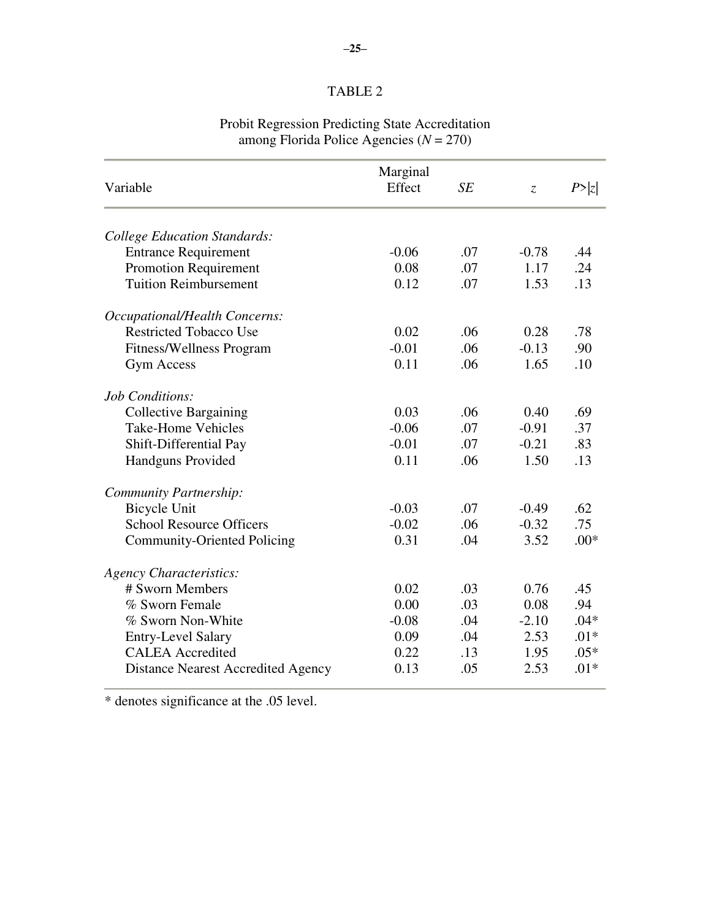TABLE 2

Probit Regression Predicting State Accreditation among Florida Police Agencies ($N$ = 270)

| Variable | Marginal Effect | *SE* | *z* | $P>\|z\|$ |
|---|---|---|---|---|
| *College Education Standards:* | | | | |
| Entrance Requirement | -0.06 | .07 | -0.78 | .44 |
| Promotion Requirement | 0.08 | .07 | 1.17 | .24 |
| Tuition Reimbursement | 0.12 | .07 | 1.53 | .13 |
| *Occupational/Health Concerns:* | | | | |
| Restricted Tobacco Use | 0.02 | .06 | 0.28 | .78 |
| Fitness/Wellness Program | -0.01 | .06 | -0.13 | .90 |
| Gym Access | 0.11 | .06 | 1.65 | .10 |
| *Job Conditions:* | | | | |
| Collective Bargaining | 0.03 | .06 | 0.40 | .69 |
| Take-Home Vehicles | -0.06 | .07 | -0.91 | .37 |
| Shift-Differential Pay | -0.01 | .07 | -0.21 | .83 |
| Handguns Provided | 0.11 | .06 | 1.50 | .13 |
| *Community Partnership:* | | | | |
| Bicycle Unit | -0.03 | .07 | -0.49 | .62 |
| School Resource Officers | -0.02 | .06 | -0.32 | .75 |
| Community-Oriented Policing | 0.31 | .04 | 3.52 | .00* |
| *Agency Characteristics:* | | | | |
| # Sworn Members | 0.02 | .03 | 0.76 | .45 |
| % Sworn Female | 0.00 | .03 | 0.08 | .94 |
| % Sworn Non-White | -0.08 | .04 | -2.10 | .04* |
| Entry-Level Salary | 0.09 | .04 | 2.53 | .01* |
| CALEA Accredited | 0.22 | .13 | 1.95 | .05* |
| Distance Nearest Accredited Agency | 0.13 | .05 | 2.53 | .01* |

* denotes significance at the .05 level.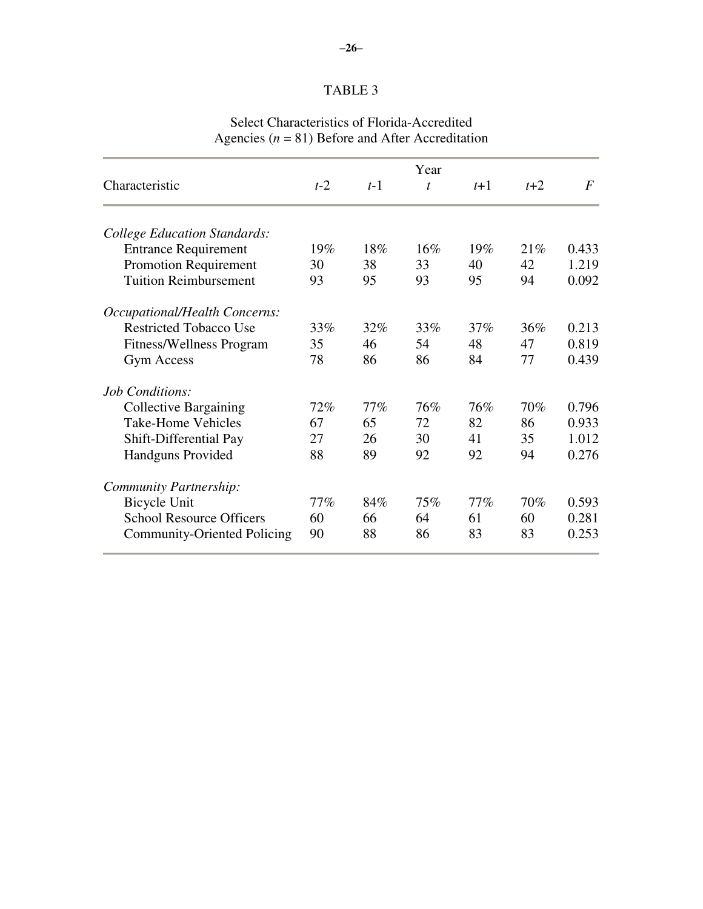TABLE 3

Select Characteristics of Florida-Accredited Agencies ($n$ = 81) Before and After Accreditation

| Characteristic | Year $t$-2 | $t$-1 | $t$ | $t$+1 | $t$+2 | $F$ |
|---|---|---|---|---|---|---|
| *College Education Standards:* | | | | | | |
| Entrance Requirement | 19% | 18% | 16% | 19% | 21% | 0.433 |
| Promotion Requirement | 30 | 38 | 33 | 40 | 42 | 1.219 |
| Tuition Reimbursement | 93 | 95 | 93 | 95 | 94 | 0.092 |
| *Occupational/Health Concerns:* | | | | | | |
| Restricted Tobacco Use | 33% | 32% | 33% | 37% | 36% | 0.213 |
| Fitness/Wellness Program | 35 | 46 | 54 | 48 | 47 | 0.819 |
| Gym Access | 78 | 86 | 86 | 84 | 77 | 0.439 |
| *Job Conditions:* | | | | | | |
| Collective Bargaining | 72% | 77% | 76% | 76% | 70% | 0.796 |
| Take-Home Vehicles | 67 | 65 | 72 | 82 | 86 | 0.933 |
| Shift-Differential Pay | 27 | 26 | 30 | 41 | 35 | 1.012 |
| Handguns Provided | 88 | 89 | 92 | 92 | 94 | 0.276 |
| *Community Partnership:* | | | | | | |
| Bicycle Unit | 77% | 84% | 75% | 77% | 70% | 0.593 |
| School Resource Officers | 60 | 66 | 64 | 61 | 60 | 0.281 |
| Community-Oriented Policing | 90 | 88 | 86 | 83 | 83 | 0.253 |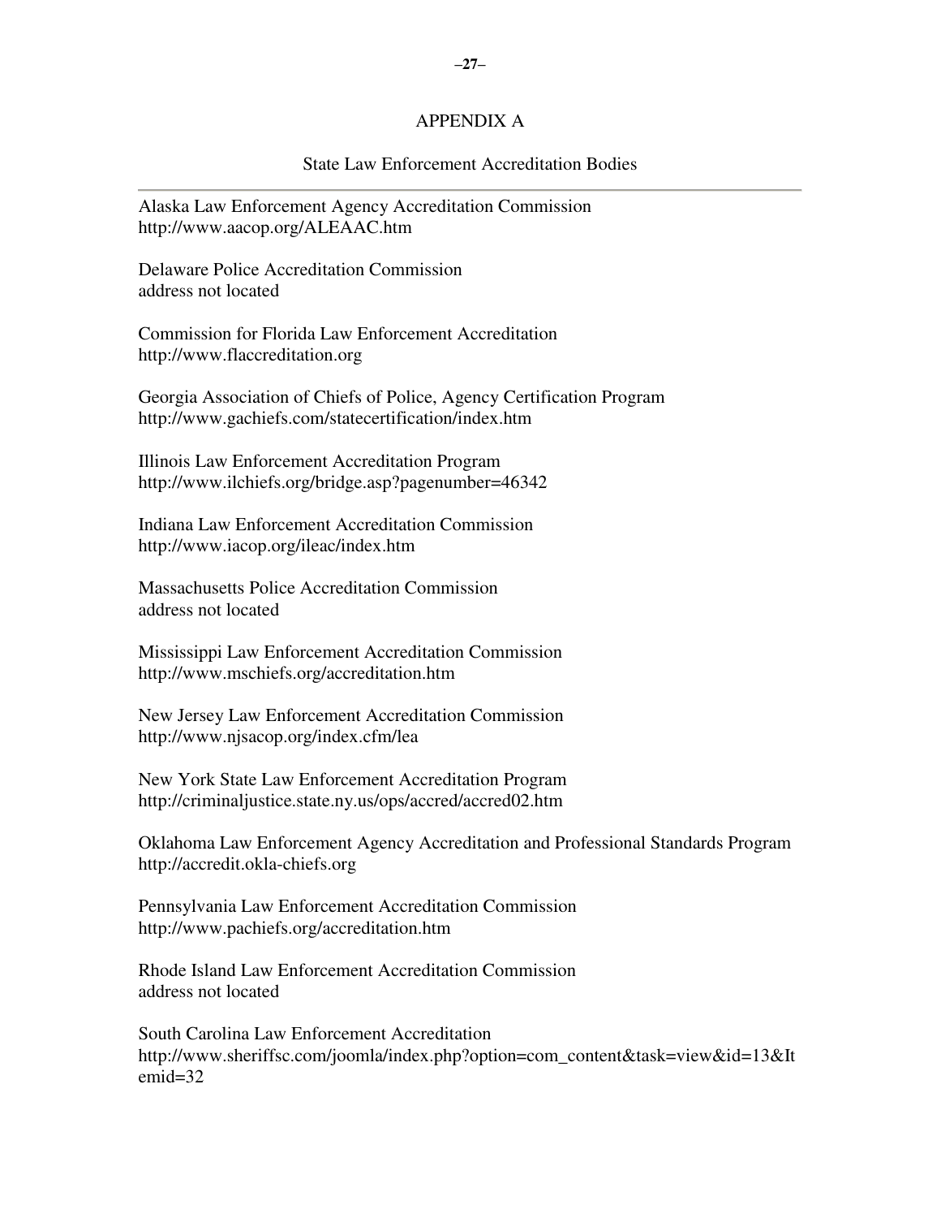# APPENDIX A

## State Law Enforcement Accreditation Bodies

---

Alaska Law Enforcement Agency Accreditation Commission
http://www.aacop.org/ALEAAC.htm

Delaware Police Accreditation Commission
address not located

Commission for Florida Law Enforcement Accreditation
http://www.flaccreditation.org

Georgia Association of Chiefs of Police, Agency Certification Program
http://www.gachiefs.com/statecertification/index.htm

Illinois Law Enforcement Accreditation Program
http://www.ilchiefs.org/bridge.asp?pagenumber=46342

Indiana Law Enforcement Accreditation Commission
http://www.iacop.org/ileac/index.htm

Massachusetts Police Accreditation Commission
address not located

Mississippi Law Enforcement Accreditation Commission
http://www.mschiefs.org/accreditation.htm

New Jersey Law Enforcement Accreditation Commission
http://www.njsacop.org/index.cfm/lea

New York State Law Enforcement Accreditation Program
http://criminaljustice.state.ny.us/ops/accred/accred02.htm

Oklahoma Law Enforcement Agency Accreditation and Professional Standards Program
http://accredit.okla-chiefs.org

Pennsylvania Law Enforcement Accreditation Commission
http://www.pachiefs.org/accreditation.htm

Rhode Island Law Enforcement Accreditation Commission
address not located

South Carolina Law Enforcement Accreditation
http://www.sheriffsc.com/joomla/index.php?option=com_content&task=view&id=13&Itemid=32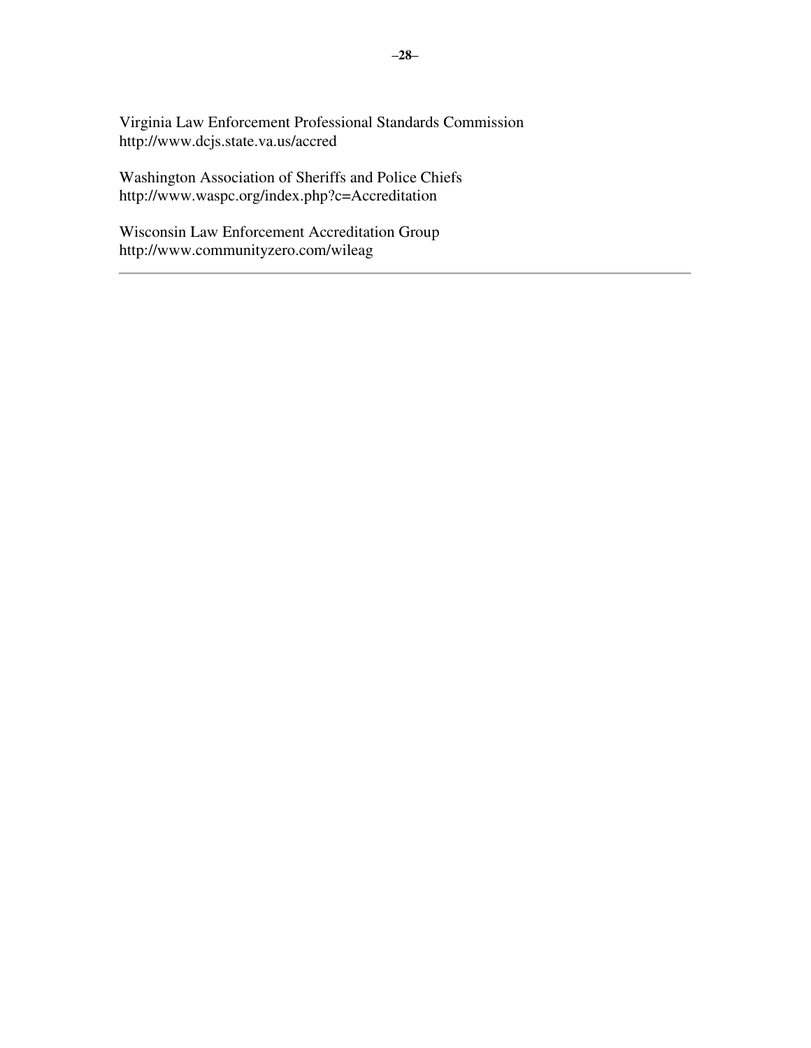Virginia Law Enforcement Professional Standards Commission
http://www.dcjs.state.va.us/accred

Washington Association of Sheriffs and Police Chiefs
http://www.waspc.org/index.php?c=Accreditation

Wisconsin Law Enforcement Accreditation Group
http://www.communityzero.com/wileag

---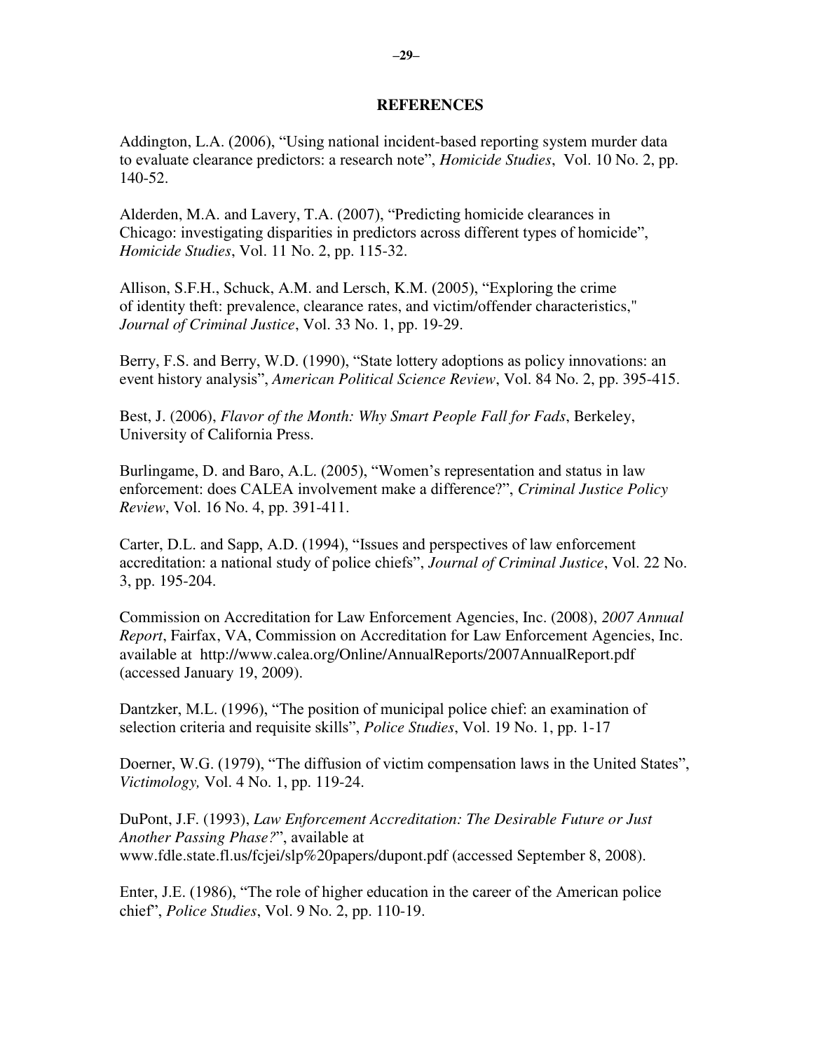## REFERENCES

Addington, L.A. (2006), "Using national incident-based reporting system murder data to evaluate clearance predictors: a research note", *Homicide Studies*, Vol. 10 No. 2, pp. 140-52.

Alderden, M.A. and Lavery, T.A. (2007), "Predicting homicide clearances in Chicago: investigating disparities in predictors across different types of homicide", *Homicide Studies*, Vol. 11 No. 2, pp. 115-32.

Allison, S.F.H., Schuck, A.M. and Lersch, K.M. (2005), "Exploring the crime of identity theft: prevalence, clearance rates, and victim/offender characteristics," *Journal of Criminal Justice*, Vol. 33 No. 1, pp. 19-29.

Berry, F.S. and Berry, W.D. (1990), "State lottery adoptions as policy innovations: an event history analysis", *American Political Science Review*, Vol. 84 No. 2, pp. 395-415.

Best, J. (2006), *Flavor of the Month: Why Smart People Fall for Fads*, Berkeley, University of California Press.

Burlingame, D. and Baro, A.L. (2005), "Women's representation and status in law enforcement: does CALEA involvement make a difference?", *Criminal Justice Policy Review*, Vol. 16 No. 4, pp. 391-411.

Carter, D.L. and Sapp, A.D. (1994), "Issues and perspectives of law enforcement accreditation: a national study of police chiefs", *Journal of Criminal Justice*, Vol. 22 No. 3, pp. 195-204.

Commission on Accreditation for Law Enforcement Agencies, Inc. (2008), *2007 Annual Report*, Fairfax, VA, Commission on Accreditation for Law Enforcement Agencies, Inc. available at http://www.calea.org/Online/AnnualReports/2007AnnualReport.pdf (accessed January 19, 2009).

Dantzker, M.L. (1996), "The position of municipal police chief: an examination of selection criteria and requisite skills", *Police Studies*, Vol. 19 No. 1, pp. 1-17

Doerner, W.G. (1979), "The diffusion of victim compensation laws in the United States", *Victimology,* Vol. 4 No. 1, pp. 119-24.

DuPont, J.F. (1993), *Law Enforcement Accreditation: The Desirable Future or Just Another Passing Phase?*", available at www.fdle.state.fl.us/fcjei/slp%20papers/dupont.pdf (accessed September 8, 2008).

Enter, J.E. (1986), "The role of higher education in the career of the American police chief", *Police Studies*, Vol. 9 No. 2, pp. 110-19.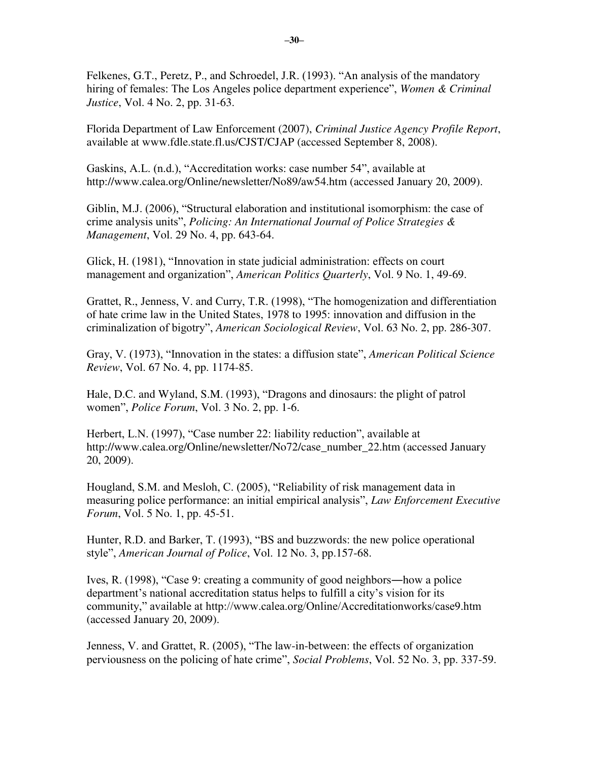Felkenes, G.T., Peretz, P., and Schroedel, J.R. (1993). "An analysis of the mandatory hiring of females: The Los Angeles police department experience", *Women & Criminal Justice*, Vol. 4 No. 2, pp. 31-63.

Florida Department of Law Enforcement (2007), *Criminal Justice Agency Profile Report*, available at www.fdle.state.fl.us/CJST/CJAP (accessed September 8, 2008).

Gaskins, A.L. (n.d.), "Accreditation works: case number 54", available at http://www.calea.org/Online/newsletter/No89/aw54.htm (accessed January 20, 2009).

Giblin, M.J. (2006), "Structural elaboration and institutional isomorphism: the case of crime analysis units", *Policing: An International Journal of Police Strategies & Management*, Vol. 29 No. 4, pp. 643-64.

Glick, H. (1981), "Innovation in state judicial administration: effects on court management and organization", *American Politics Quarterly*, Vol. 9 No. 1, 49-69.

Grattet, R., Jenness, V. and Curry, T.R. (1998), "The homogenization and differentiation of hate crime law in the United States, 1978 to 1995: innovation and diffusion in the criminalization of bigotry", *American Sociological Review*, Vol. 63 No. 2, pp. 286-307.

Gray, V. (1973), "Innovation in the states: a diffusion state", *American Political Science Review*, Vol. 67 No. 4, pp. 1174-85.

Hale, D.C. and Wyland, S.M. (1993), "Dragons and dinosaurs: the plight of patrol women", *Police Forum*, Vol. 3 No. 2, pp. 1-6.

Herbert, L.N. (1997), "Case number 22: liability reduction", available at http://www.calea.org/Online/newsletter/No72/case_number_22.htm (accessed January 20, 2009).

Hougland, S.M. and Mesloh, C. (2005), "Reliability of risk management data in measuring police performance: an initial empirical analysis", *Law Enforcement Executive Forum*, Vol. 5 No. 1, pp. 45-51.

Hunter, R.D. and Barker, T. (1993), "BS and buzzwords: the new police operational style", *American Journal of Police*, Vol. 12 No. 3, pp.157-68.

Ives, R. (1998), "Case 9: creating a community of good neighbors―how a police department's national accreditation status helps to fulfill a city's vision for its community," available at http://www.calea.org/Online/Accreditationworks/case9.htm (accessed January 20, 2009).

Jenness, V. and Grattet, R. (2005), "The law-in-between: the effects of organization perviousness on the policing of hate crime", *Social Problems*, Vol. 52 No. 3, pp. 337-59.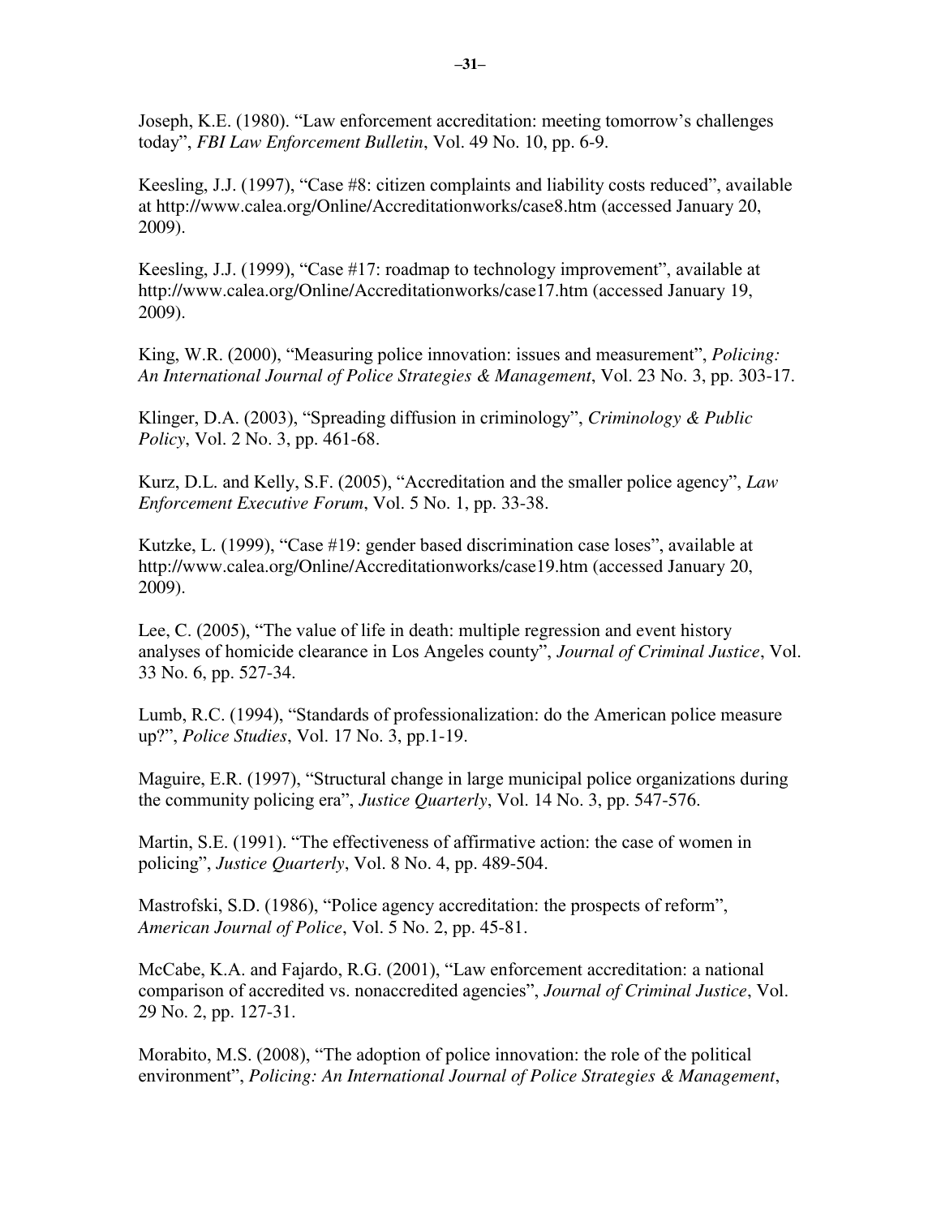Joseph, K.E. (1980). “Law enforcement accreditation: meeting tomorrow’s challenges today”, *FBI Law Enforcement Bulletin*, Vol. 49 No. 10, pp. 6-9.

Keesling, J.J. (1997), “Case #8: citizen complaints and liability costs reduced”, available at http://www.calea.org/Online/Accreditationworks/case8.htm (accessed January 20, 2009).

Keesling, J.J. (1999), “Case #17: roadmap to technology improvement”, available at http://www.calea.org/Online/Accreditationworks/case17.htm (accessed January 19, 2009).

King, W.R. (2000), “Measuring police innovation: issues and measurement”, *Policing: An International Journal of Police Strategies & Management*, Vol. 23 No. 3, pp. 303-17.

Klinger, D.A. (2003), “Spreading diffusion in criminology”, *Criminology & Public Policy*, Vol. 2 No. 3, pp. 461-68.

Kurz, D.L. and Kelly, S.F. (2005), “Accreditation and the smaller police agency”, *Law Enforcement Executive Forum*, Vol. 5 No. 1, pp. 33-38.

Kutzke, L. (1999), “Case #19: gender based discrimination case loses”, available at http://www.calea.org/Online/Accreditationworks/case19.htm (accessed January 20, 2009).

Lee, C. (2005), “The value of life in death: multiple regression and event history analyses of homicide clearance in Los Angeles county”, *Journal of Criminal Justice*, Vol. 33 No. 6, pp. 527-34.

Lumb, R.C. (1994), “Standards of professionalization: do the American police measure up?”, *Police Studies*, Vol. 17 No. 3, pp.1-19.

Maguire, E.R. (1997), “Structural change in large municipal police organizations during the community policing era”, *Justice Quarterly*, Vol. 14 No. 3, pp. 547-576.

Martin, S.E. (1991). “The effectiveness of affirmative action: the case of women in policing”, *Justice Quarterly*, Vol. 8 No. 4, pp. 489-504.

Mastrofski, S.D. (1986), “Police agency accreditation: the prospects of reform”, *American Journal of Police*, Vol. 5 No. 2, pp. 45-81.

McCabe, K.A. and Fajardo, R.G. (2001), “Law enforcement accreditation: a national comparison of accredited vs. nonaccredited agencies”, *Journal of Criminal Justice*, Vol. 29 No. 2, pp. 127-31.

Morabito, M.S. (2008), “The adoption of police innovation: the role of the political environment”, *Policing: An International Journal of Police Strategies & Management*,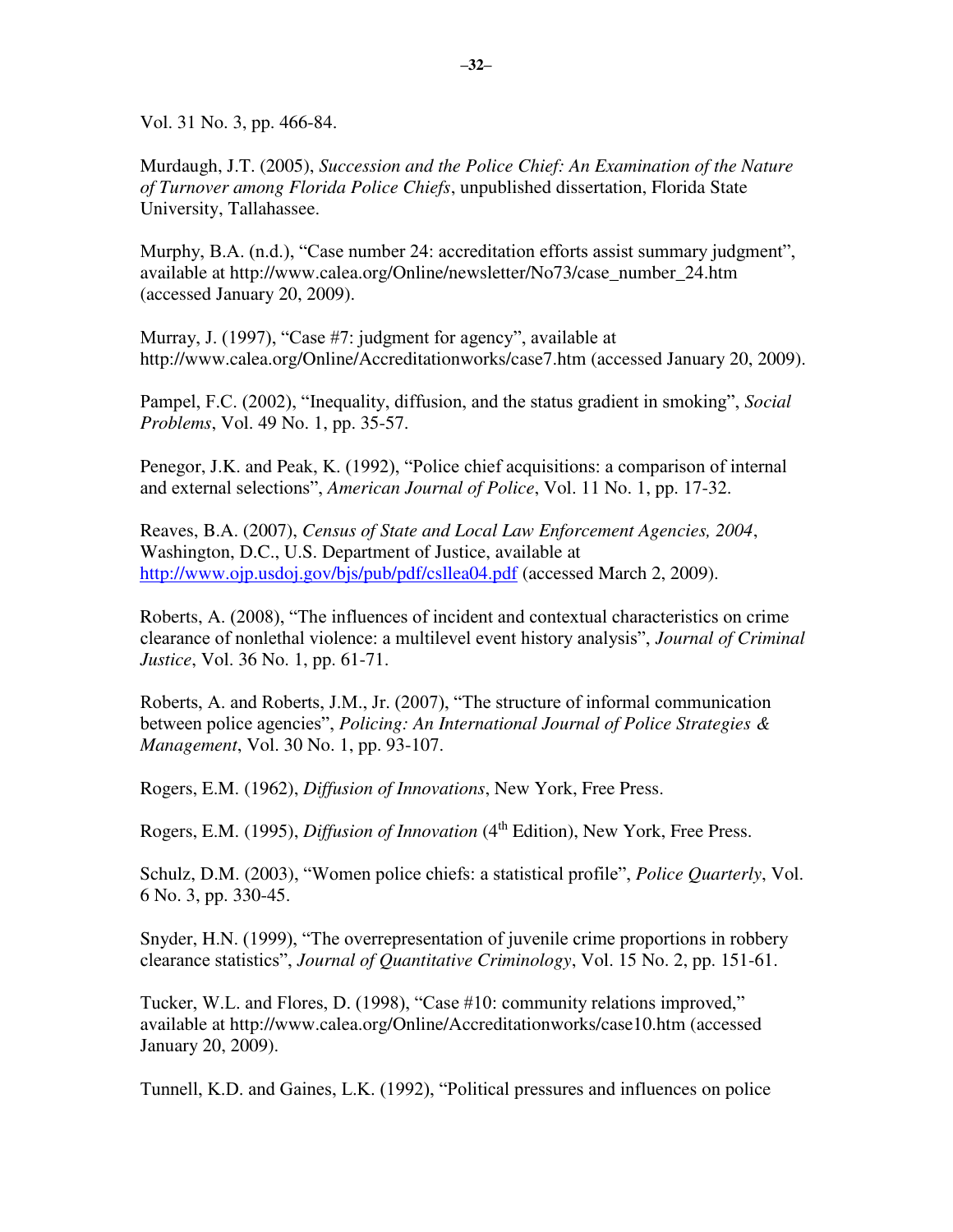Vol. 31 No. 3, pp. 466-84.

Murdaugh, J.T. (2005), *Succession and the Police Chief: An Examination of the Nature of Turnover among Florida Police Chiefs*, unpublished dissertation, Florida State University, Tallahassee.

Murphy, B.A. (n.d.), "Case number 24: accreditation efforts assist summary judgment", available at http://www.calea.org/Online/newsletter/No73/case_number_24.htm (accessed January 20, 2009).

Murray, J. (1997), "Case #7: judgment for agency", available at http://www.calea.org/Online/Accreditationworks/case7.htm (accessed January 20, 2009).

Pampel, F.C. (2002), "Inequality, diffusion, and the status gradient in smoking", *Social Problems*, Vol. 49 No. 1, pp. 35-57.

Penegor, J.K. and Peak, K. (1992), "Police chief acquisitions: a comparison of internal and external selections", *American Journal of Police*, Vol. 11 No. 1, pp. 17-32.

Reaves, B.A. (2007), *Census of State and Local Law Enforcement Agencies, 2004*, Washington, D.C., U.S. Department of Justice, available at http://www.ojp.usdoj.gov/bjs/pub/pdf/csllea04.pdf (accessed March 2, 2009).

Roberts, A. (2008), "The influences of incident and contextual characteristics on crime clearance of nonlethal violence: a multilevel event history analysis", *Journal of Criminal Justice*, Vol. 36 No. 1, pp. 61-71.

Roberts, A. and Roberts, J.M., Jr. (2007), "The structure of informal communication between police agencies", *Policing: An International Journal of Police Strategies & Management*, Vol. 30 No. 1, pp. 93-107.

Rogers, E.M. (1962), *Diffusion of Innovations*, New York, Free Press.

Rogers, E.M. (1995), *Diffusion of Innovation* (4th Edition), New York, Free Press.

Schulz, D.M. (2003), "Women police chiefs: a statistical profile", *Police Quarterly*, Vol. 6 No. 3, pp. 330-45.

Snyder, H.N. (1999), "The overrepresentation of juvenile crime proportions in robbery clearance statistics", *Journal of Quantitative Criminology*, Vol. 15 No. 2, pp. 151-61.

Tucker, W.L. and Flores, D. (1998), "Case #10: community relations improved," available at http://www.calea.org/Online/Accreditationworks/case10.htm (accessed January 20, 2009).

Tunnell, K.D. and Gaines, L.K. (1992), "Political pressures and influences on police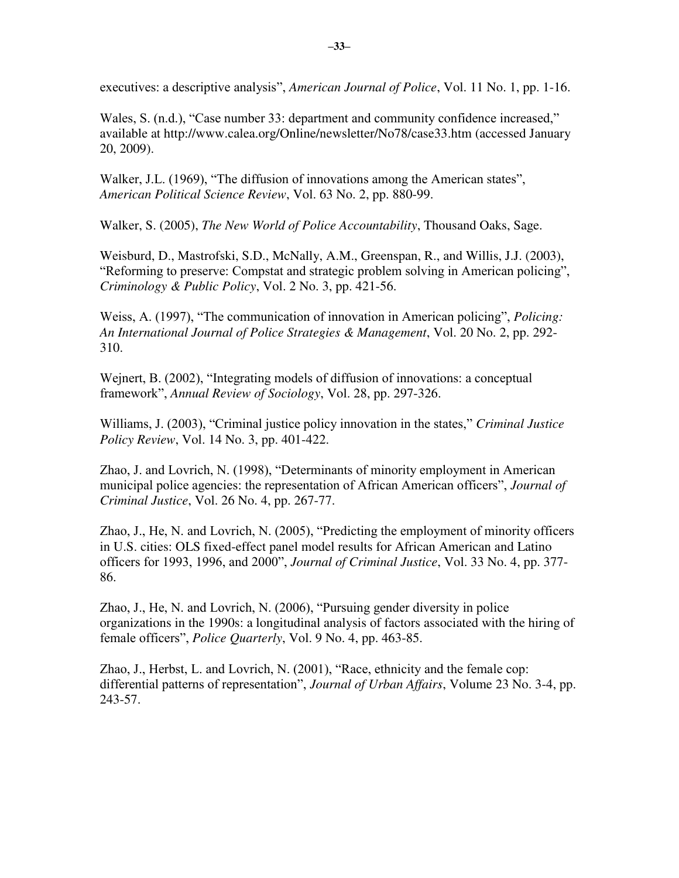executives: a descriptive analysis", *American Journal of Police*, Vol. 11 No. 1, pp. 1-16.

Wales, S. (n.d.), "Case number 33: department and community confidence increased," available at http://www.calea.org/Online/newsletter/No78/case33.htm (accessed January 20, 2009).

Walker, J.L. (1969), "The diffusion of innovations among the American states", *American Political Science Review*, Vol. 63 No. 2, pp. 880-99.

Walker, S. (2005), *The New World of Police Accountability*, Thousand Oaks, Sage.

Weisburd, D., Mastrofski, S.D., McNally, A.M., Greenspan, R., and Willis, J.J. (2003), "Reforming to preserve: Compstat and strategic problem solving in American policing", *Criminology & Public Policy*, Vol. 2 No. 3, pp. 421-56.

Weiss, A. (1997), "The communication of innovation in American policing", *Policing: An International Journal of Police Strategies & Management*, Vol. 20 No. 2, pp. 292-310.

Wejnert, B. (2002), "Integrating models of diffusion of innovations: a conceptual framework", *Annual Review of Sociology*, Vol. 28, pp. 297-326.

Williams, J. (2003), "Criminal justice policy innovation in the states," *Criminal Justice Policy Review*, Vol. 14 No. 3, pp. 401-422.

Zhao, J. and Lovrich, N. (1998), "Determinants of minority employment in American municipal police agencies: the representation of African American officers", *Journal of Criminal Justice*, Vol. 26 No. 4, pp. 267-77.

Zhao, J., He, N. and Lovrich, N. (2005), "Predicting the employment of minority officers in U.S. cities: OLS fixed-effect panel model results for African American and Latino officers for 1993, 1996, and 2000", *Journal of Criminal Justice*, Vol. 33 No. 4, pp. 377-86.

Zhao, J., He, N. and Lovrich, N. (2006), "Pursuing gender diversity in police organizations in the 1990s: a longitudinal analysis of factors associated with the hiring of female officers", *Police Quarterly*, Vol. 9 No. 4, pp. 463-85.

Zhao, J., Herbst, L. and Lovrich, N. (2001), "Race, ethnicity and the female cop: differential patterns of representation", *Journal of Urban Affairs*, Volume 23 No. 3-4, pp. 243-57.